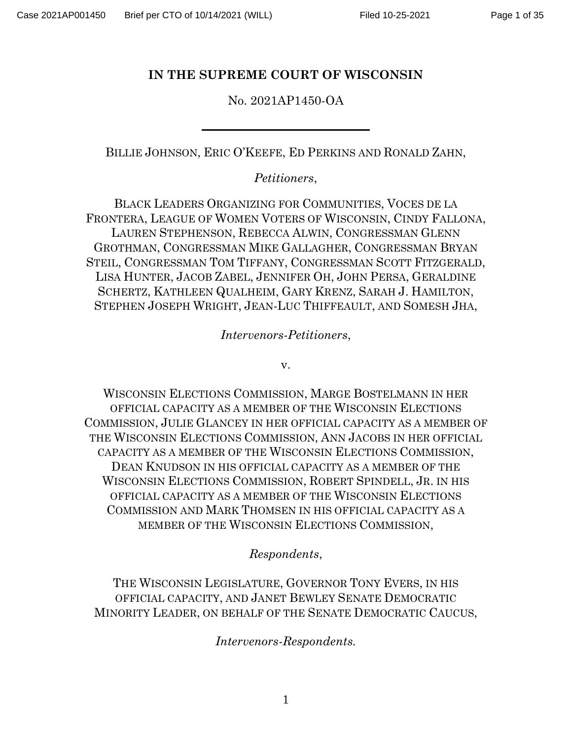**IN THE SUPREME COURT OF WISCONSIN**

No. 2021AP1450-OA

---

BILLIE JOHNSON, ERIC O'KEEFE, ED PERKINS AND RONALD ZAHN,

*Petitioners*,

BLACK LEADERS ORGANIZING FOR COMMUNITIES, VOCES DE LA FRONTERA, LEAGUE OF WOMEN VOTERS OF WISCONSIN, CINDY FALLONA, LAUREN STEPHENSON, REBECCA ALWIN, CONGRESSMAN GLENN GROTHMAN, CONGRESSMAN MIKE GALLAGHER, CONGRESSMAN BRYAN STEIL, CONGRESSMAN TOM TIFFANY, CONGRESSMAN SCOTT FITZGERALD, LISA HUNTER, JACOB ZABEL, JENNIFER OH, JOHN PERSA, GERALDINE SCHERTZ, KATHLEEN QUALHEIM, GARY KRENZ, SARAH J. HAMILTON, STEPHEN JOSEPH WRIGHT, JEAN-LUC THIFFEAULT, AND SOMESH JHA,

*Intervenors-Petitioners*,

v.

WISCONSIN ELECTIONS COMMISSION, MARGE BOSTELMANN IN HER OFFICIAL CAPACITY AS A MEMBER OF THE WISCONSIN ELECTIONS COMMISSION, JULIE GLANCEY IN HER OFFICIAL CAPACITY AS A MEMBER OF THE WISCONSIN ELECTIONS COMMISSION, ANN JACOBS IN HER OFFICIAL CAPACITY AS A MEMBER OF THE WISCONSIN ELECTIONS COMMISSION, DEAN KNUDSON IN HIS OFFICIAL CAPACITY AS A MEMBER OF THE WISCONSIN ELECTIONS COMMISSION, ROBERT SPINDELL, JR. IN HIS OFFICIAL CAPACITY AS A MEMBER OF THE WISCONSIN ELECTIONS COMMISSION AND MARK THOMSEN IN HIS OFFICIAL CAPACITY AS A MEMBER OF THE WISCONSIN ELECTIONS COMMISSION,

*Respondents*,

THE WISCONSIN LEGISLATURE, GOVERNOR TONY EVERS, IN HIS OFFICIAL CAPACITY, AND JANET BEWLEY SENATE DEMOCRATIC MINORITY LEADER, ON BEHALF OF THE SENATE DEMOCRATIC CAUCUS,

*Intervenors-Respondents.*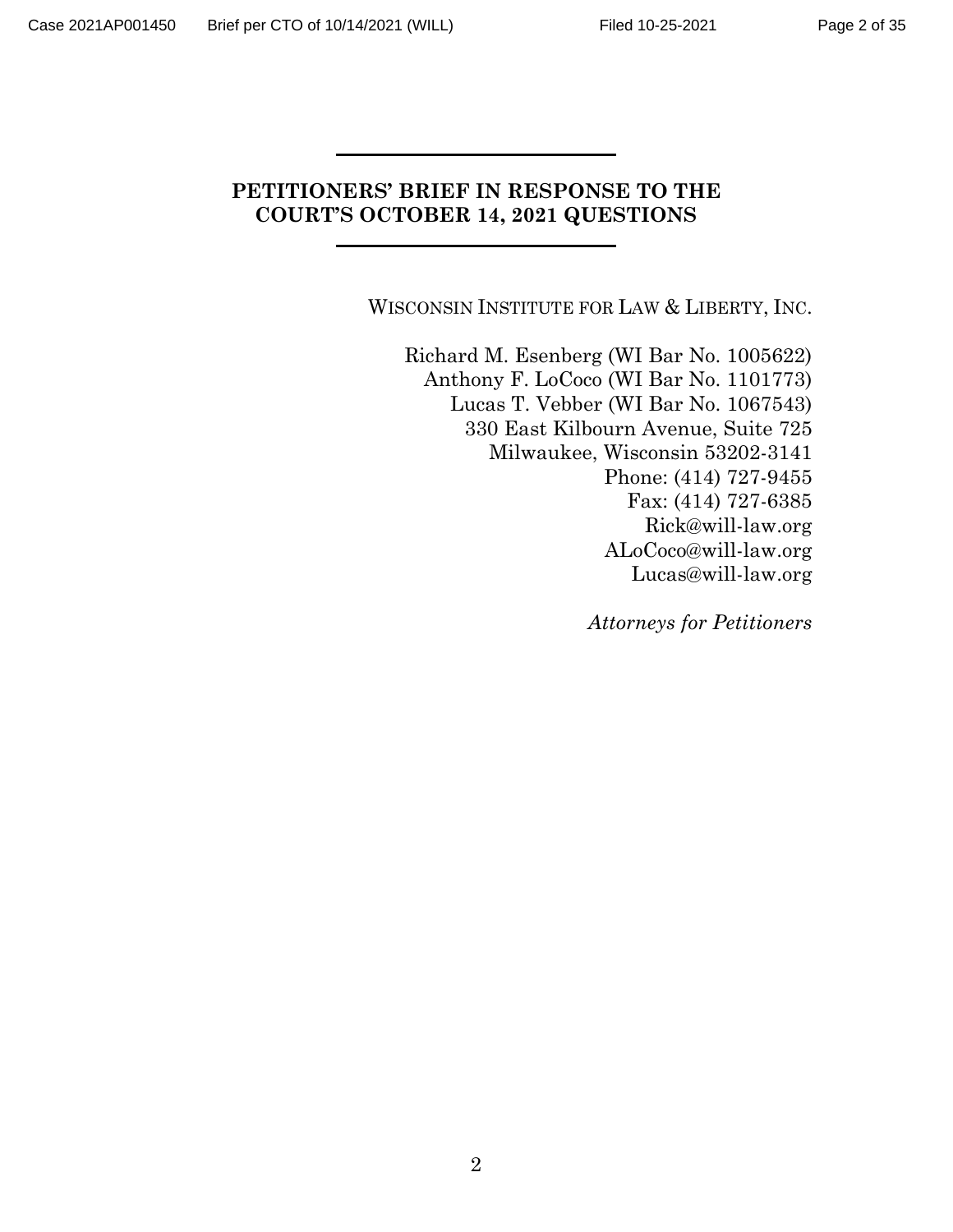---

**PETITIONERS' BRIEF IN RESPONSE TO THE COURT'S OCTOBER 14, 2021 QUESTIONS**

---

WISCONSIN INSTITUTE FOR LAW & LIBERTY, INC.

Richard M. Esenberg (WI Bar No. 1005622)
Anthony F. LoCoco (WI Bar No. 1101773)
Lucas T. Vebber (WI Bar No. 1067543)
330 East Kilbourn Avenue, Suite 725
Milwaukee, Wisconsin 53202-3141
Phone: (414) 727-9455
Fax: (414) 727-6385
Rick@will-law.org
ALoCoco@will-law.org
Lucas@will-law.org

*Attorneys for Petitioners*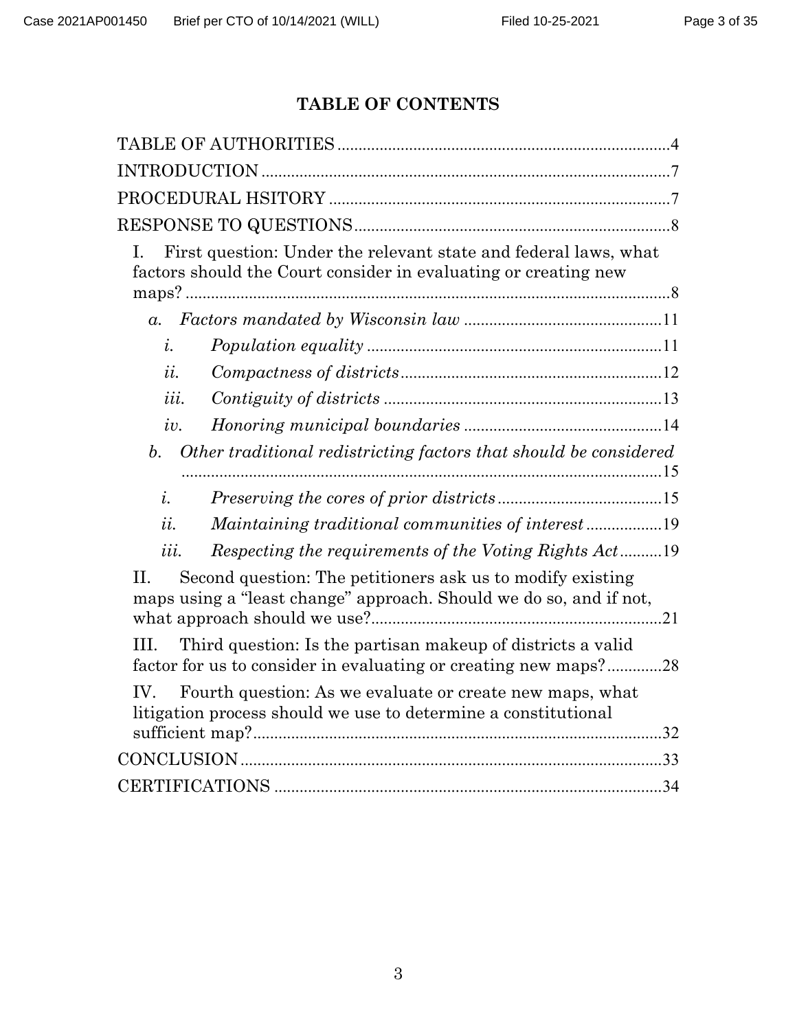# TABLE OF CONTENTS

TABLE OF AUTHORITIES .......... 4

INTRODUCTION .......... 7

PROCEDURAL HSITORY .......... 7

RESPONSE TO QUESTIONS .......... 8

I. First question: Under the relevant state and federal laws, what factors should the Court consider in evaluating or creating new maps? .......... 8

- *a. Factors mandated by Wisconsin law* .......... 11
  - *i. Population equality* .......... 11
  - *ii. Compactness of districts* .......... 12
  - *iii. Contiguity of districts* .......... 13
  - *iv. Honoring municipal boundaries* .......... 14
- *b. Other traditional redistricting factors that should be considered* .......... 15
  - *i. Preserving the cores of prior districts* .......... 15
  - *ii. Maintaining traditional communities of interest* .......... 19
  - *iii. Respecting the requirements of the Voting Rights Act* .......... 19

II. Second question: The petitioners ask us to modify existing maps using a "least change" approach. Should we do so, and if not, what approach should we use? .......... 21

III. Third question: Is the partisan makeup of districts a valid factor for us to consider in evaluating or creating new maps? .......... 28

IV. Fourth question: As we evaluate or create new maps, what litigation process should we use to determine a constitutional sufficient map? .......... 32

CONCLUSION .......... 33

CERTIFICATIONS .......... 34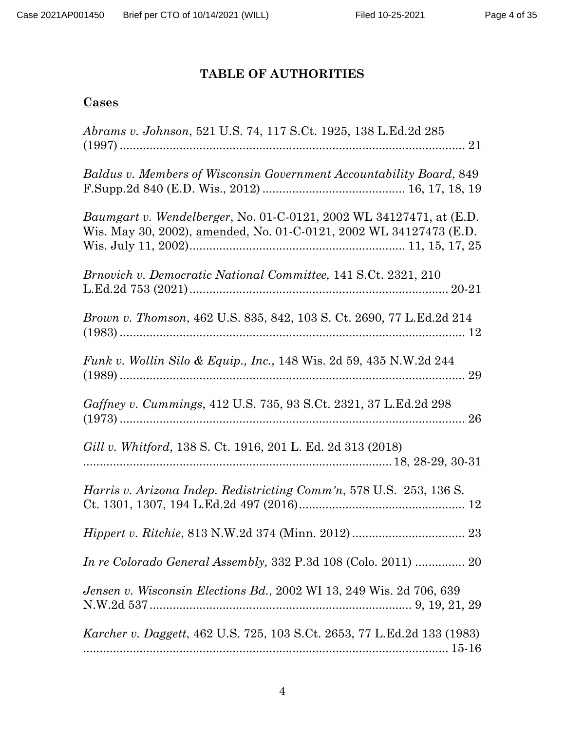# TABLE OF AUTHORITIES

## Cases

*Abrams v. Johnson*, 521 U.S. 74, 117 S.Ct. 1925, 138 L.Ed.2d 285 (1997) ........................................................................................ 21

*Baldus v. Members of Wisconsin Government Accountability Board*, 849 F.Supp.2d 840 (E.D. Wis., 2012) .......................................... 16, 17, 18, 19

*Baumgart v. Wendelberger*, No. 01-C-0121, 2002 WL 34127471, at (E.D. Wis. May 30, 2002), amended, No. 01-C-0121, 2002 WL 34127473 (E.D. Wis. July 11, 2002)................................................................ 11, 15, 17, 25

*Brnovich v. Democratic National Committee,* 141 S.Ct. 2321, 210 L.Ed.2d 753 (2021)............................................................................. 20-21

*Brown v. Thomson*, 462 U.S. 835, 842, 103 S. Ct. 2690, 77 L.Ed.2d 214 (1983) ........................................................................................ 12

*Funk v. Wollin Silo & Equip., Inc.*, 148 Wis. 2d 59, 435 N.W.2d 244 (1989) ........................................................................................ 29

*Gaffney v. Cummings*, 412 U.S. 735, 93 S.Ct. 2321, 37 L.Ed.2d 298 (1973) ........................................................................................ 26

*Gill v. Whitford*, 138 S. Ct. 1916, 201 L. Ed. 2d 313 (2018) ............................................................................ 18, 28-29, 30-31

*Harris v. Arizona Indep. Redistricting Comm'n*, 578 U.S. 253, 136 S. Ct. 1301, 1307, 194 L.Ed.2d 497 (2016).................................................. 12

*Hippert v. Ritchie*, 813 N.W.2d 374 (Minn. 2012) .................................. 23

*In re Colorado General Assembly,* 332 P.3d 108 (Colo. 2011) ............... 20

*Jensen v. Wisconsin Elections Bd.*, 2002 WI 13, 249 Wis. 2d 706, 639 N.W.2d 537............................................................................... 9, 19, 21, 29

*Karcher v. Daggett*, 462 U.S. 725, 103 S.Ct. 2653, 77 L.Ed.2d 133 (1983) ................................................................................................. 15-16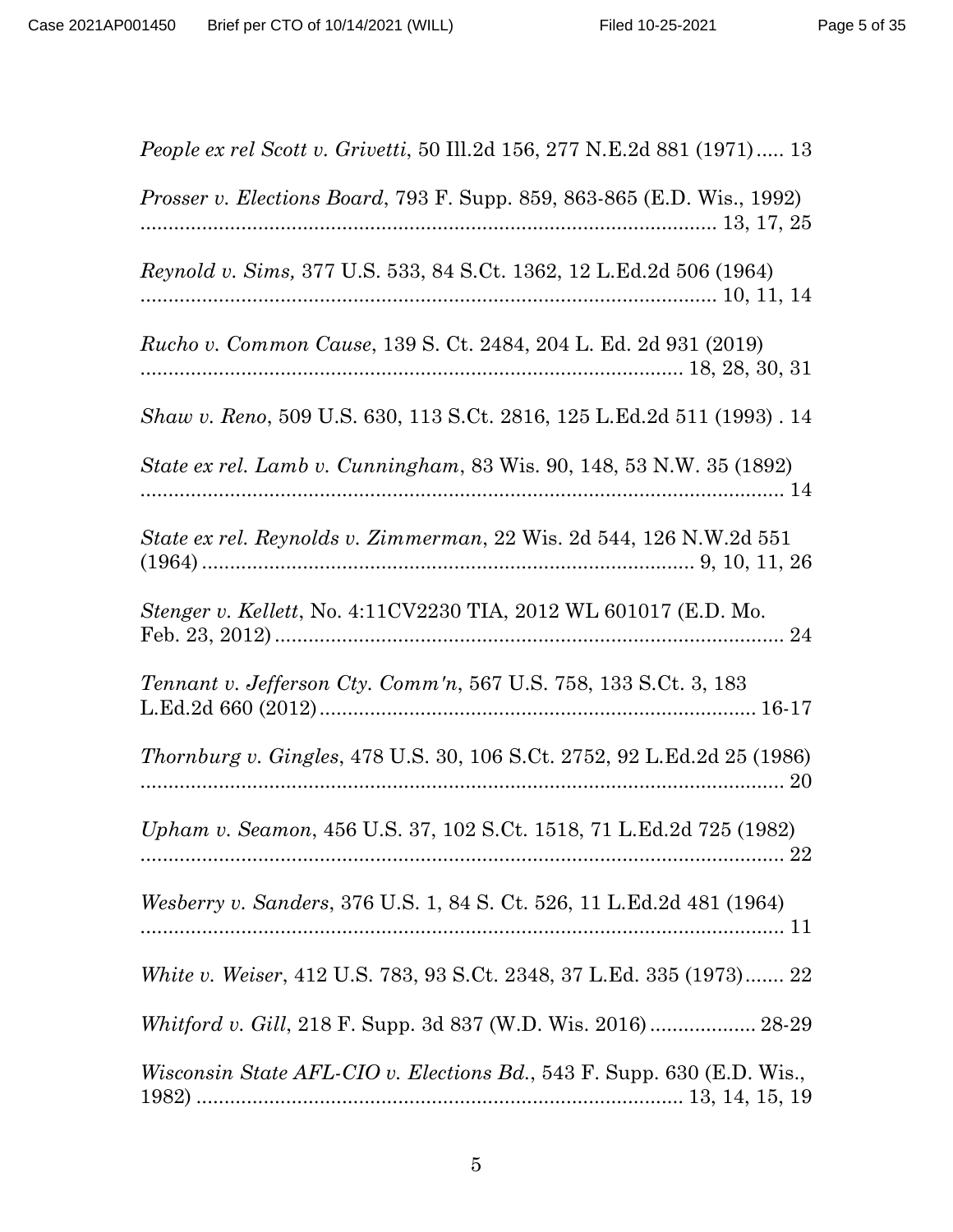*People ex rel Scott v. Grivetti*, 50 Ill.2d 156, 277 N.E.2d 881 (1971) ..... 13

*Prosser v. Elections Board*, 793 F. Supp. 859, 863-865 (E.D. Wis., 1992) ........................................................................................................ 13, 17, 25

*Reynold v. Sims,* 377 U.S. 533, 84 S.Ct. 1362, 12 L.Ed.2d 506 (1964) ........................................................................................................ 10, 11, 14

*Rucho v. Common Cause*, 139 S. Ct. 2484, 204 L. Ed. 2d 931 (2019) ........................................................................................................ 18, 28, 30, 31

*Shaw v. Reno*, 509 U.S. 630, 113 S.Ct. 2816, 125 L.Ed.2d 511 (1993) . 14

*State ex rel. Lamb v. Cunningham*, 83 Wis. 90, 148, 53 N.W. 35 (1892) ........................................................................................................ 14

*State ex rel. Reynolds v. Zimmerman*, 22 Wis. 2d 544, 126 N.W.2d 551 (1964) ........................................................................................ 9, 10, 11, 26

*Stenger v. Kellett*, No. 4:11CV2230 TIA, 2012 WL 601017 (E.D. Mo. Feb. 23, 2012) ........................................................................................ 24

*Tennant v. Jefferson Cty. Comm'n*, 567 U.S. 758, 133 S.Ct. 3, 183 L.Ed.2d 660 (2012) ........................................................................ 16-17

*Thornburg v. Gingles*, 478 U.S. 30, 106 S.Ct. 2752, 92 L.Ed.2d 25 (1986) ........................................................................................................ 20

*Upham v. Seamon*, 456 U.S. 37, 102 S.Ct. 1518, 71 L.Ed.2d 725 (1982) ........................................................................................................ 22

*Wesberry v. Sanders*, 376 U.S. 1, 84 S. Ct. 526, 11 L.Ed.2d 481 (1964) ........................................................................................................ 11

*White v. Weiser*, 412 U.S. 783, 93 S.Ct. 2348, 37 L.Ed. 335 (1973) ....... 22

*Whitford v. Gill*, 218 F. Supp. 3d 837 (W.D. Wis. 2016) .................. 28-29

*Wisconsin State AFL-CIO v. Elections Bd.*, 543 F. Supp. 630 (E.D. Wis., 1982) ........................................................................ 13, 14, 15, 19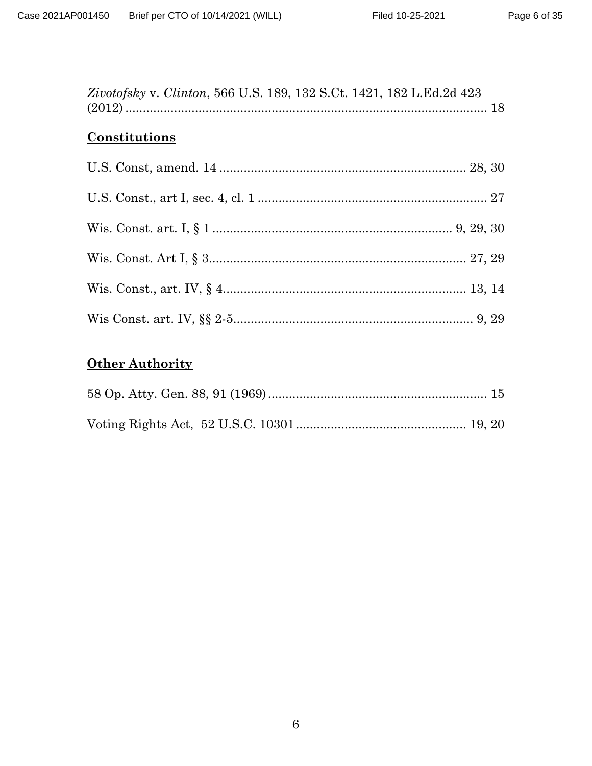*Zivotofsky* v. *Clinton*, 566 U.S. 189, 132 S.Ct. 1421, 182 L.Ed.2d 423 (2012) .......... 18

## Constitutions

U.S. Const, amend. 14 .......... 28, 30

U.S. Const., art I, sec. 4, cl. 1 .......... 27

Wis. Const. art. I, § 1 .......... 9, 29, 30

Wis. Const. Art I, § 3.......... 27, 29

Wis. Const., art. IV, § 4.......... 13, 14

Wis Const. art. IV, §§ 2-5.......... 9, 29

## Other Authority

58 Op. Atty. Gen. 88, 91 (1969) .......... 15

Voting Rights Act, 52 U.S.C. 10301 .......... 19, 20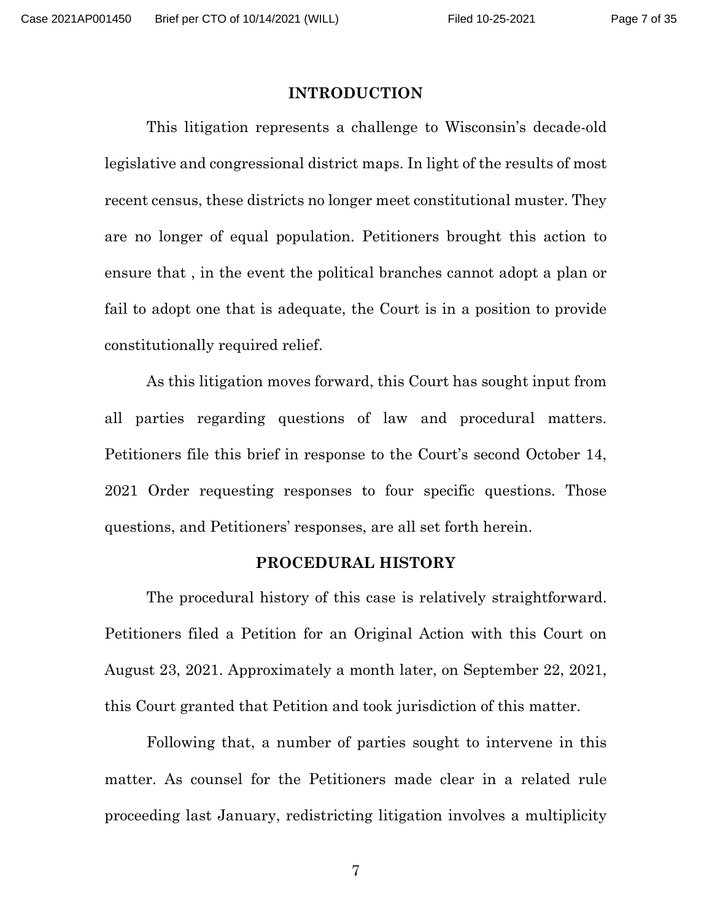## INTRODUCTION

This litigation represents a challenge to Wisconsin's decade-old legislative and congressional district maps. In light of the results of most recent census, these districts no longer meet constitutional muster. They are no longer of equal population. Petitioners brought this action to ensure that , in the event the political branches cannot adopt a plan or fail to adopt one that is adequate, the Court is in a position to provide constitutionally required relief.

As this litigation moves forward, this Court has sought input from all parties regarding questions of law and procedural matters. Petitioners file this brief in response to the Court's second October 14, 2021 Order requesting responses to four specific questions. Those questions, and Petitioners' responses, are all set forth herein.

## PROCEDURAL HISTORY

The procedural history of this case is relatively straightforward. Petitioners filed a Petition for an Original Action with this Court on August 23, 2021. Approximately a month later, on September 22, 2021, this Court granted that Petition and took jurisdiction of this matter.

Following that, a number of parties sought to intervene in this matter. As counsel for the Petitioners made clear in a related rule proceeding last January, redistricting litigation involves a multiplicity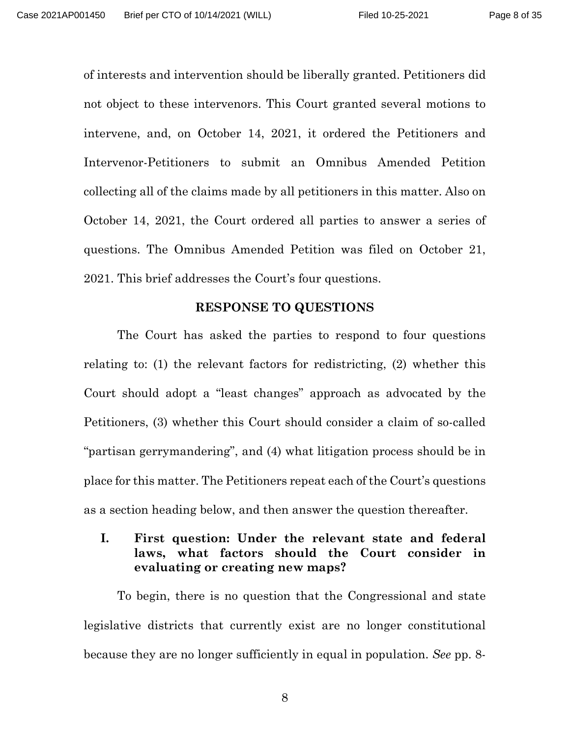of interests and intervention should be liberally granted. Petitioners did not object to these intervenors. This Court granted several motions to intervene, and, on October 14, 2021, it ordered the Petitioners and Intervenor-Petitioners to submit an Omnibus Amended Petition collecting all of the claims made by all petitioners in this matter. Also on October 14, 2021, the Court ordered all parties to answer a series of questions. The Omnibus Amended Petition was filed on October 21, 2021. This brief addresses the Court's four questions.

## RESPONSE TO QUESTIONS

The Court has asked the parties to respond to four questions relating to: (1) the relevant factors for redistricting, (2) whether this Court should adopt a "least changes" approach as advocated by the Petitioners, (3) whether this Court should consider a claim of so-called "partisan gerrymandering", and (4) what litigation process should be in place for this matter. The Petitioners repeat each of the Court's questions as a section heading below, and then answer the question thereafter.

### I. First question: Under the relevant state and federal laws, what factors should the Court consider in evaluating or creating new maps?

To begin, there is no question that the Congressional and state legislative districts that currently exist are no longer constitutional because they are no longer sufficiently in equal in population. *See* pp. 8-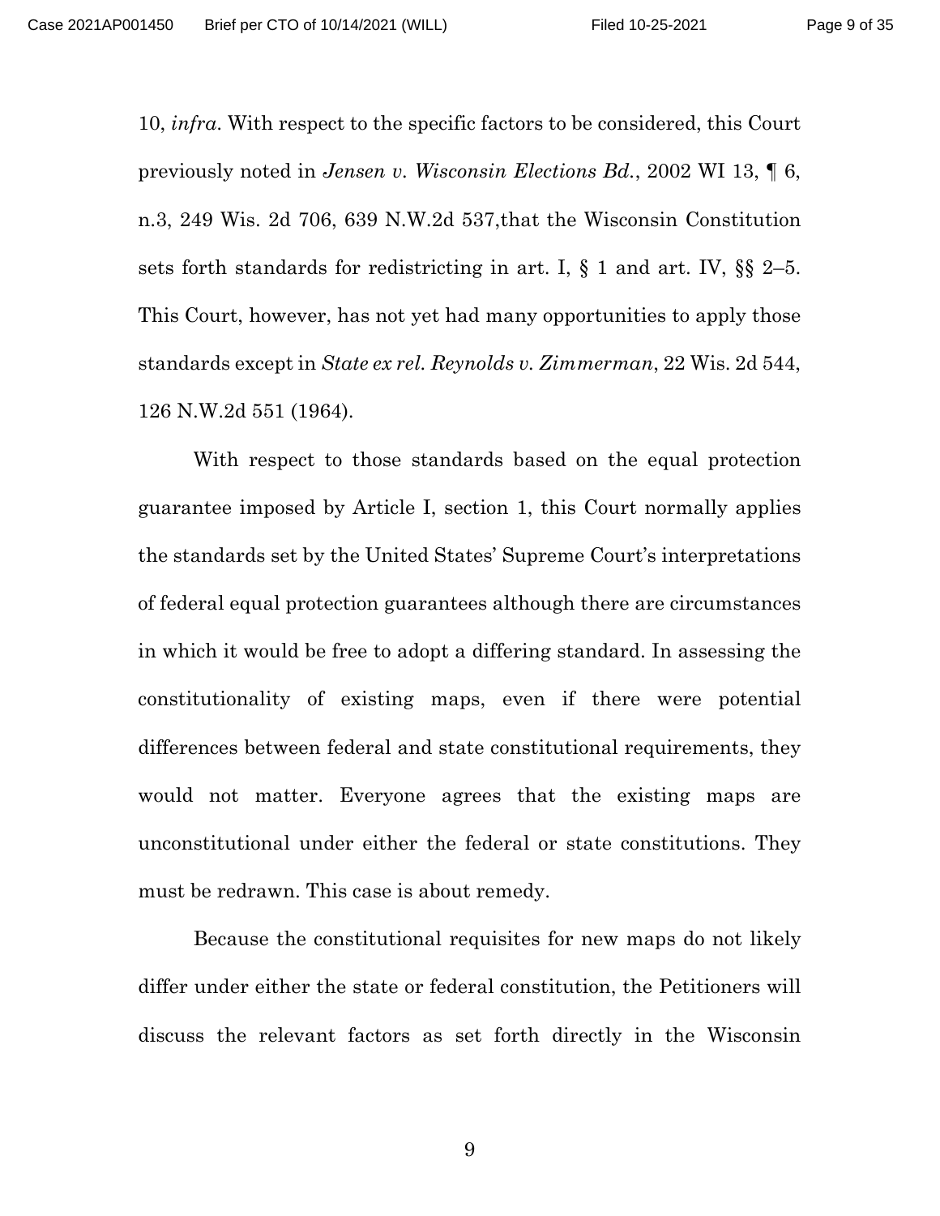10, *infra*. With respect to the specific factors to be considered, this Court previously noted in *Jensen v. Wisconsin Elections Bd.*, 2002 WI 13, ¶ 6, n.3, 249 Wis. 2d 706, 639 N.W.2d 537,that the Wisconsin Constitution sets forth standards for redistricting in art. I, § 1 and art. IV, §§ 2–5. This Court, however, has not yet had many opportunities to apply those standards except in *State ex rel. Reynolds v. Zimmerman*, 22 Wis. 2d 544, 126 N.W.2d 551 (1964).

With respect to those standards based on the equal protection guarantee imposed by Article I, section 1, this Court normally applies the standards set by the United States' Supreme Court's interpretations of federal equal protection guarantees although there are circumstances in which it would be free to adopt a differing standard. In assessing the constitutionality of existing maps, even if there were potential differences between federal and state constitutional requirements, they would not matter. Everyone agrees that the existing maps are unconstitutional under either the federal or state constitutions. They must be redrawn. This case is about remedy.

Because the constitutional requisites for new maps do not likely differ under either the state or federal constitution, the Petitioners will discuss the relevant factors as set forth directly in the Wisconsin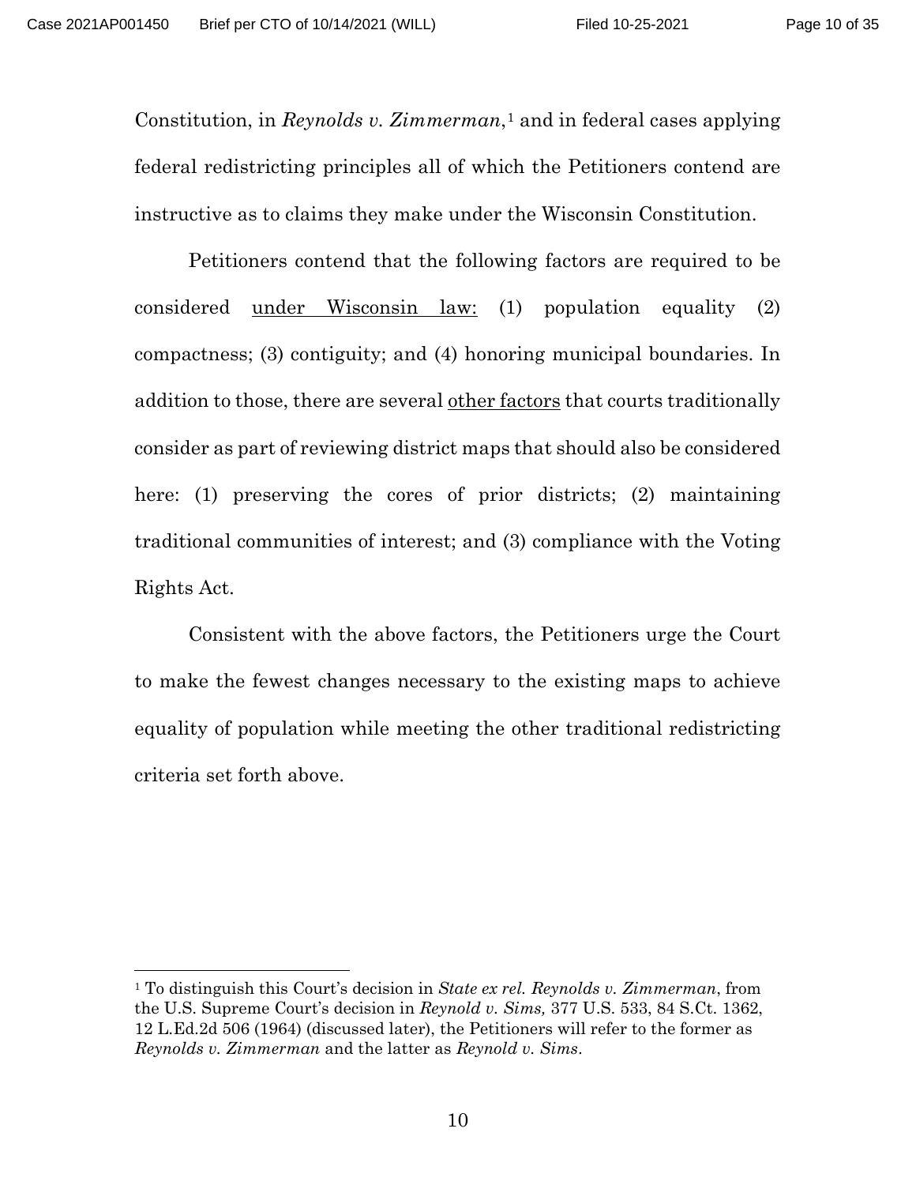Constitution, in *Reynolds v. Zimmerman*,[1] and in federal cases applying federal redistricting principles all of which the Petitioners contend are instructive as to claims they make under the Wisconsin Constitution.

Petitioners contend that the following factors are required to be considered <u>under Wisconsin law:</u> (1) population equality (2) compactness; (3) contiguity; and (4) honoring municipal boundaries. In addition to those, there are several <u>other factors</u> that courts traditionally consider as part of reviewing district maps that should also be considered here: (1) preserving the cores of prior districts; (2) maintaining traditional communities of interest; and (3) compliance with the Voting Rights Act.

Consistent with the above factors, the Petitioners urge the Court to make the fewest changes necessary to the existing maps to achieve equality of population while meeting the other traditional redistricting criteria set forth above.

---

[1] To distinguish this Court's decision in *State ex rel. Reynolds v. Zimmerman*, from the U.S. Supreme Court's decision in *Reynold v. Sims,* 377 U.S. 533, 84 S.Ct. 1362, 12 L.Ed.2d 506 (1964) (discussed later), the Petitioners will refer to the former as *Reynolds v. Zimmerman* and the latter as *Reynold v. Sims*.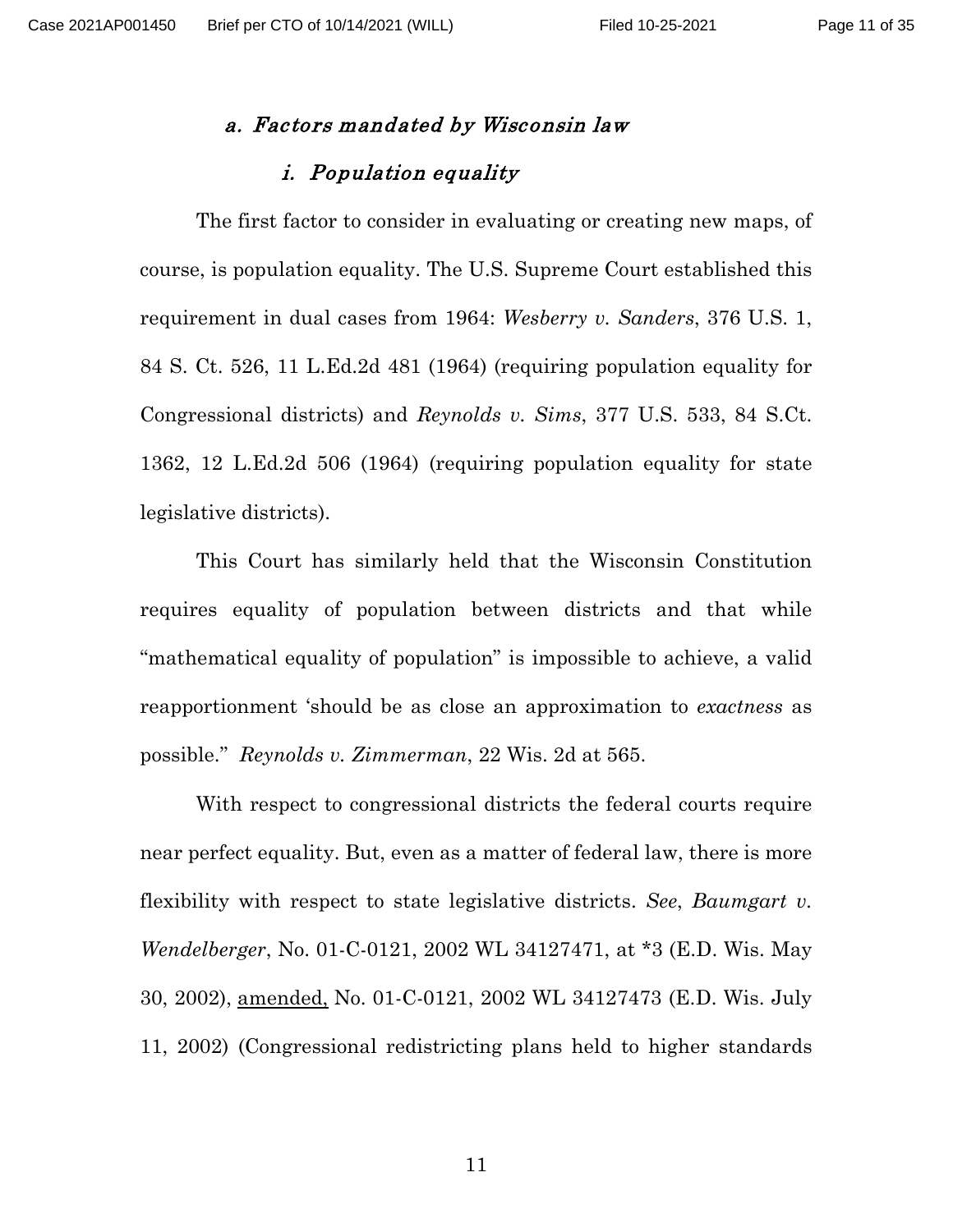### *a. Factors mandated by Wisconsin law*

#### *i. Population equality*

The first factor to consider in evaluating or creating new maps, of course, is population equality. The U.S. Supreme Court established this requirement in dual cases from 1964: *Wesberry v. Sanders*, 376 U.S. 1, 84 S. Ct. 526, 11 L.Ed.2d 481 (1964) (requiring population equality for Congressional districts) and *Reynolds v. Sims*, 377 U.S. 533, 84 S.Ct. 1362, 12 L.Ed.2d 506 (1964) (requiring population equality for state legislative districts).

This Court has similarly held that the Wisconsin Constitution requires equality of population between districts and that while "mathematical equality of population" is impossible to achieve, a valid reapportionment 'should be as close an approximation to *exactness* as possible." *Reynolds v. Zimmerman*, 22 Wis. 2d at 565.

With respect to congressional districts the federal courts require near perfect equality. But, even as a matter of federal law, there is more flexibility with respect to state legislative districts. *See*, *Baumgart v. Wendelberger*, No. 01-C-0121, 2002 WL 34127471, at *3 (E.D. Wis. May 30, 2002), amended, No. 01-C-0121, 2002 WL 34127473 (E.D. Wis. July 11, 2002) (Congressional redistricting plans held to higher standards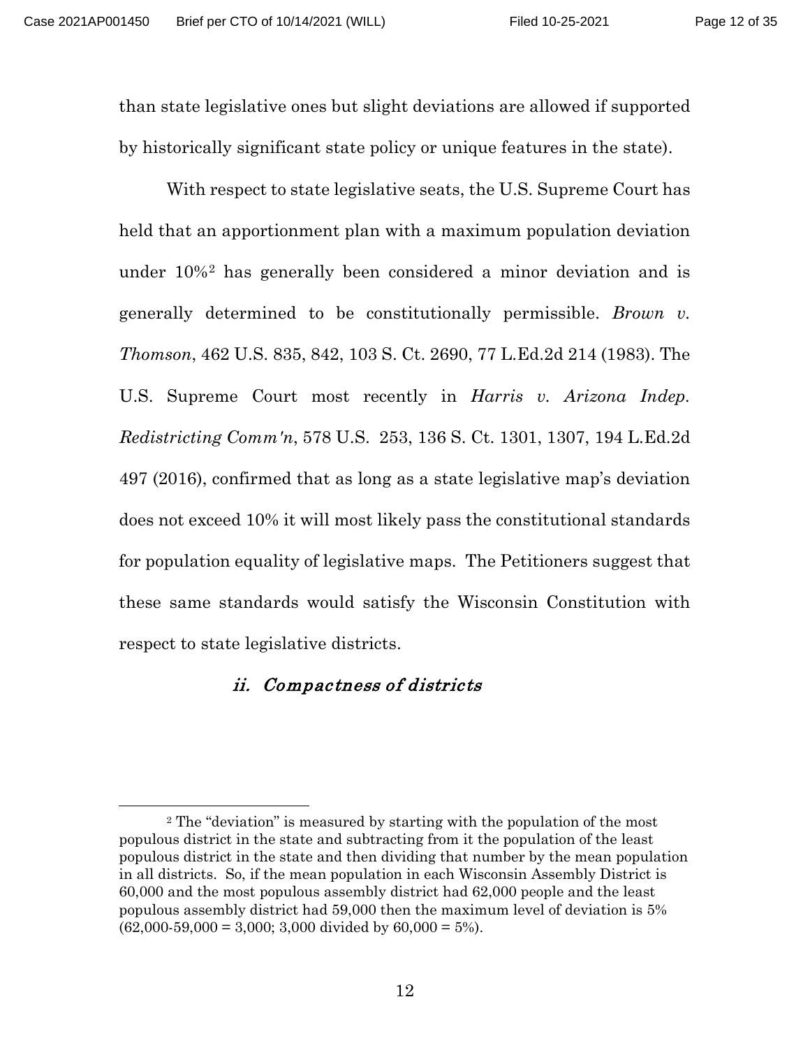than state legislative ones but slight deviations are allowed if supported by historically significant state policy or unique features in the state).

With respect to state legislative seats, the U.S. Supreme Court has held that an apportionment plan with a maximum population deviation under 10%[2] has generally been considered a minor deviation and is generally determined to be constitutionally permissible. *Brown v. Thomson*, 462 U.S. 835, 842, 103 S. Ct. 2690, 77 L.Ed.2d 214 (1983). The U.S. Supreme Court most recently in *Harris v. Arizona Indep. Redistricting Comm'n*, 578 U.S. 253, 136 S. Ct. 1301, 1307, 194 L.Ed.2d 497 (2016), confirmed that as long as a state legislative map's deviation does not exceed 10% it will most likely pass the constitutional standards for population equality of legislative maps. The Petitioners suggest that these same standards would satisfy the Wisconsin Constitution with respect to state legislative districts.

#### *ii. Compactness of districts*

---

[2] The "deviation" is measured by starting with the population of the most populous district in the state and subtracting from it the population of the least populous district in the state and then dividing that number by the mean population in all districts. So, if the mean population in each Wisconsin Assembly District is 60,000 and the most populous assembly district had 62,000 people and the least populous assembly district had 59,000 then the maximum level of deviation is 5% (62,000-59,000 = 3,000; 3,000 divided by 60,000 = 5%).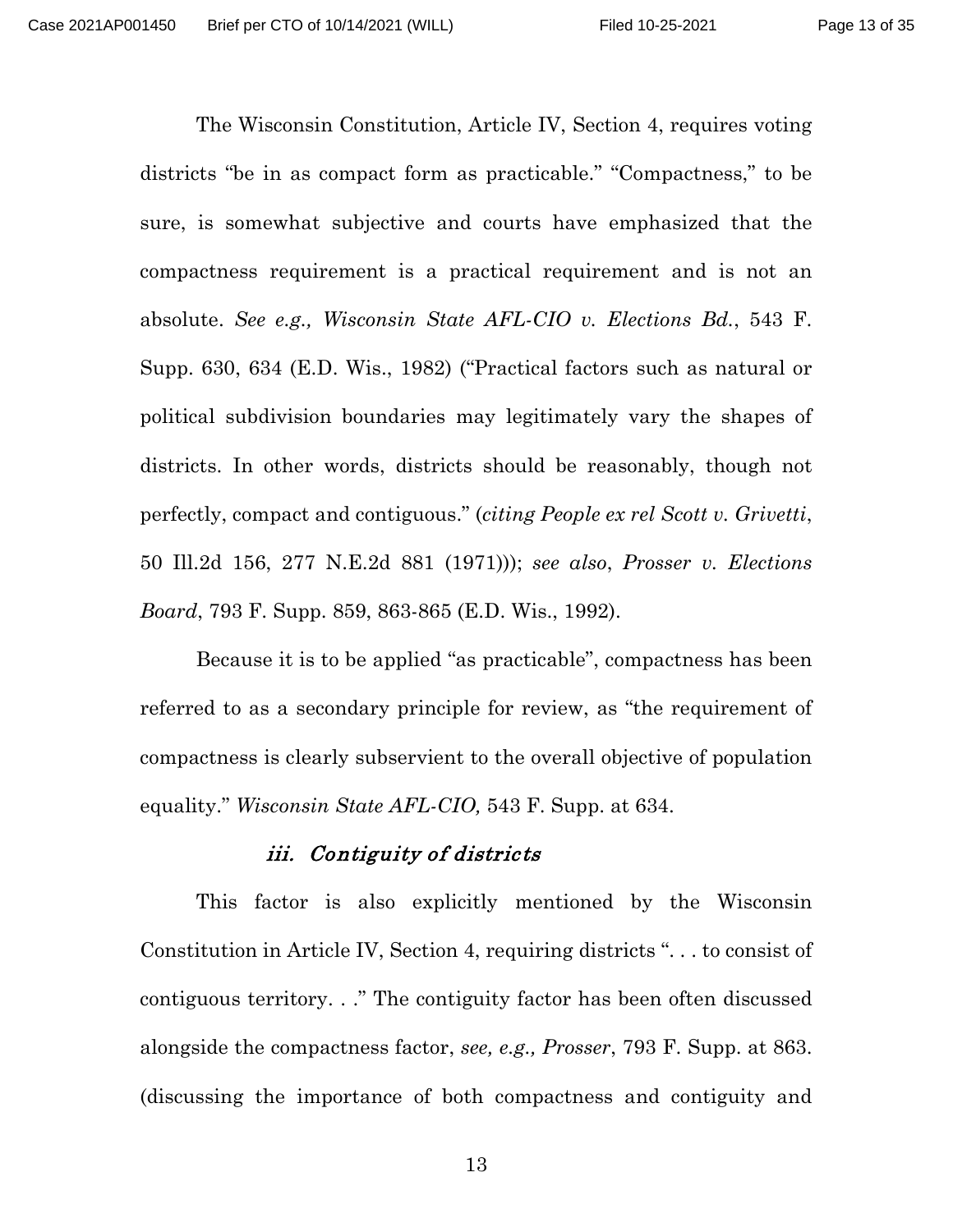The Wisconsin Constitution, Article IV, Section 4, requires voting districts "be in as compact form as practicable." "Compactness," to be sure, is somewhat subjective and courts have emphasized that the compactness requirement is a practical requirement and is not an absolute. *See e.g., Wisconsin State AFL-CIO v. Elections Bd.*, 543 F. Supp. 630, 634 (E.D. Wis., 1982) ("Practical factors such as natural or political subdivision boundaries may legitimately vary the shapes of districts. In other words, districts should be reasonably, though not perfectly, compact and contiguous." (*citing People ex rel Scott v. Grivetti*, 50 Ill.2d 156, 277 N.E.2d 881 (1971))); *see also*, *Prosser v. Elections Board*, 793 F. Supp. 859, 863-865 (E.D. Wis., 1992).

Because it is to be applied "as practicable", compactness has been referred to as a secondary principle for review, as "the requirement of compactness is clearly subservient to the overall objective of population equality." *Wisconsin State AFL-CIO,* 543 F. Supp. at 634.

#### *iii. Contiguity of districts*

This factor is also explicitly mentioned by the Wisconsin Constitution in Article IV, Section 4, requiring districts ". . . to consist of contiguous territory. . ." The contiguity factor has been often discussed alongside the compactness factor, *see, e.g., Prosser*, 793 F. Supp. at 863. (discussing the importance of both compactness and contiguity and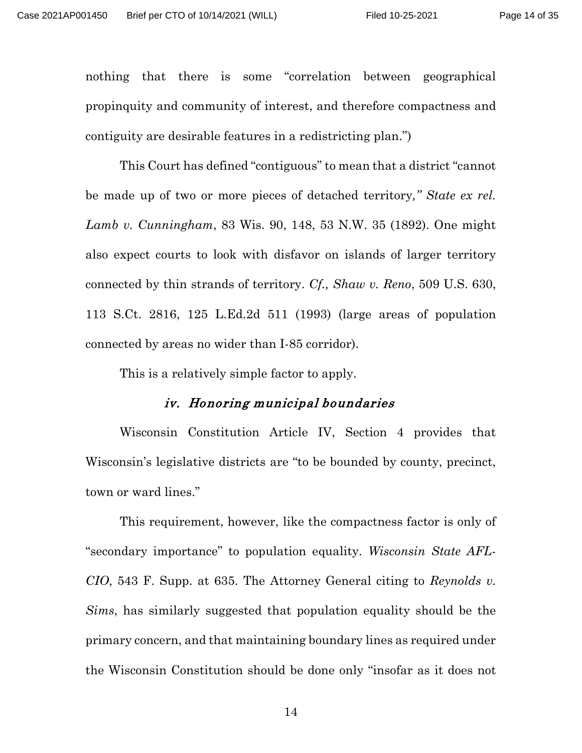nothing that there is some "correlation between geographical propinquity and community of interest, and therefore compactness and contiguity are desirable features in a redistricting plan.")

This Court has defined "contiguous" to mean that a district "cannot be made up of two or more pieces of detached territory*," State ex rel. Lamb v. Cunningham*, 83 Wis. 90, 148, 53 N.W. 35 (1892). One might also expect courts to look with disfavor on islands of larger territory connected by thin strands of territory. *Cf., Shaw v. Reno*, 509 U.S. 630, 113 S.Ct. 2816, 125 L.Ed.2d 511 (1993) (large areas of population connected by areas no wider than I-85 corridor).

This is a relatively simple factor to apply.

### *iv. Honoring municipal boundaries*

Wisconsin Constitution Article IV, Section 4 provides that Wisconsin's legislative districts are "to be bounded by county, precinct, town or ward lines."

This requirement, however, like the compactness factor is only of "secondary importance" to population equality. *Wisconsin State AFL-CIO*, 543 F. Supp. at 635. The Attorney General citing to *Reynolds v. Sims*, has similarly suggested that population equality should be the primary concern, and that maintaining boundary lines as required under the Wisconsin Constitution should be done only "insofar as it does not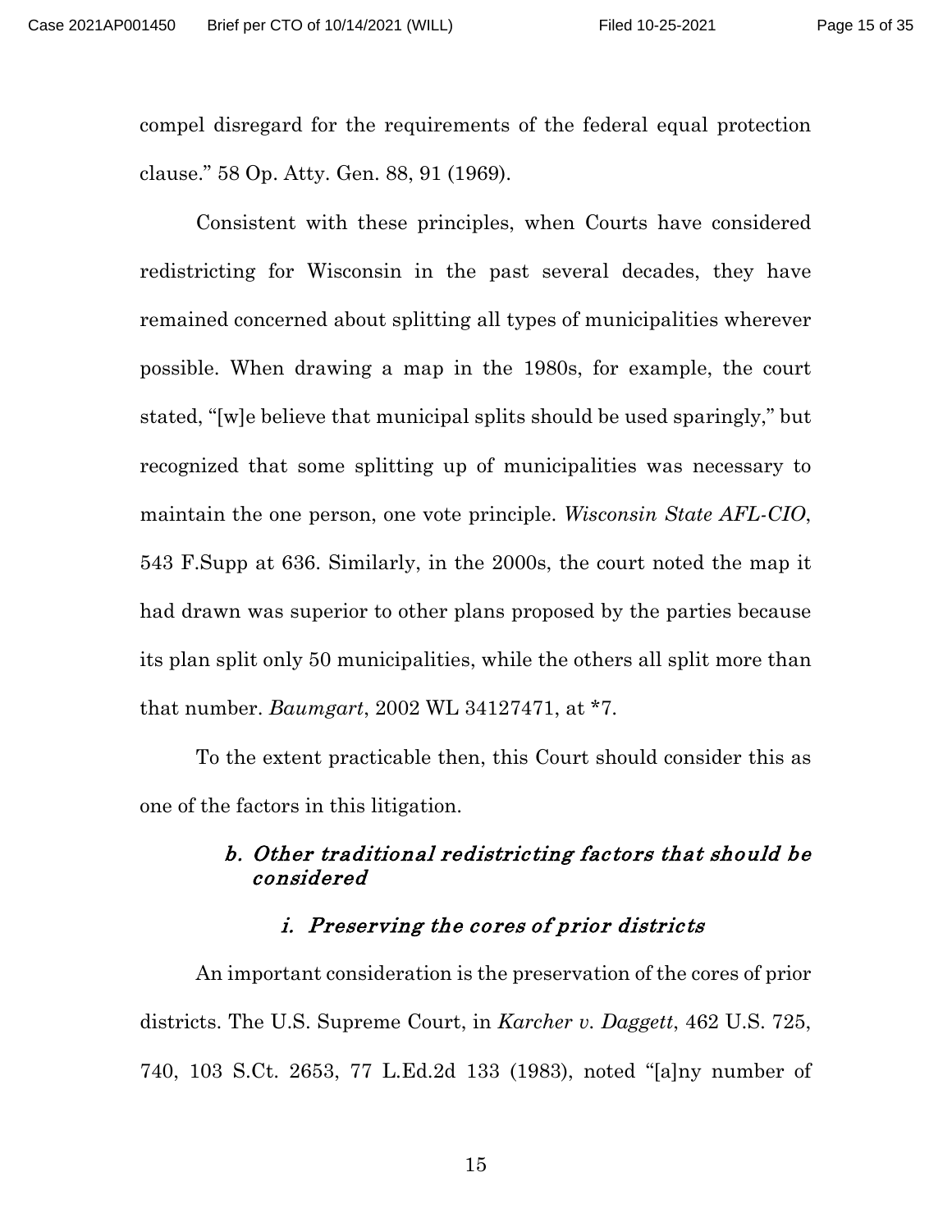compel disregard for the requirements of the federal equal protection clause." 58 Op. Atty. Gen. 88, 91 (1969).

Consistent with these principles, when Courts have considered redistricting for Wisconsin in the past several decades, they have remained concerned about splitting all types of municipalities wherever possible. When drawing a map in the 1980s, for example, the court stated, "[w]e believe that municipal splits should be used sparingly," but recognized that some splitting up of municipalities was necessary to maintain the one person, one vote principle. *Wisconsin State AFL-CIO*, 543 F.Supp at 636. Similarly, in the 2000s, the court noted the map it had drawn was superior to other plans proposed by the parties because its plan split only 50 municipalities, while the others all split more than that number. *Baumgart*, 2002 WL 34127471, at *7.

To the extent practicable then, this Court should consider this as one of the factors in this litigation.

#### *b. Other traditional redistricting factors that should be considered*

##### *i. Preserving the cores of prior districts*

An important consideration is the preservation of the cores of prior districts. The U.S. Supreme Court, in *Karcher v. Daggett*, 462 U.S. 725, 740, 103 S.Ct. 2653, 77 L.Ed.2d 133 (1983), noted "[a]ny number of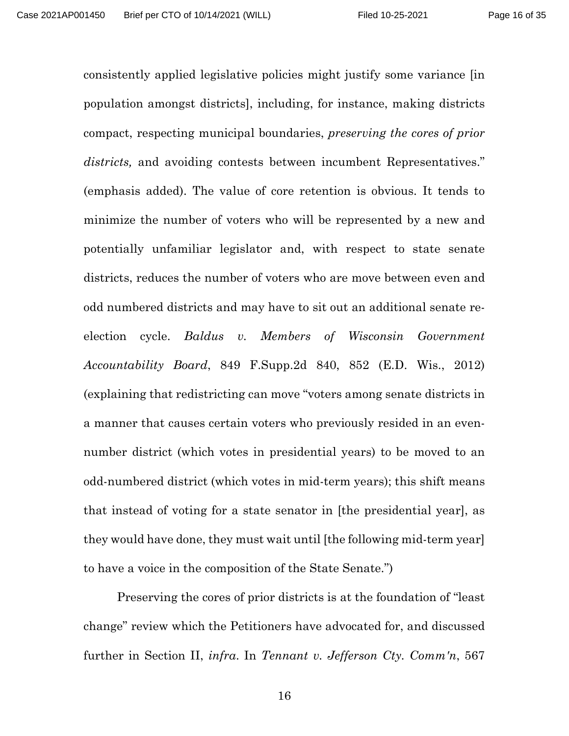consistently applied legislative policies might justify some variance [in population amongst districts], including, for instance, making districts compact, respecting municipal boundaries, *preserving the cores of prior districts,* and avoiding contests between incumbent Representatives." (emphasis added). The value of core retention is obvious. It tends to minimize the number of voters who will be represented by a new and potentially unfamiliar legislator and, with respect to state senate districts, reduces the number of voters who are move between even and odd numbered districts and may have to sit out an additional senate re-election cycle. *Baldus v. Members of Wisconsin Government Accountability Board*, 849 F.Supp.2d 840, 852 (E.D. Wis., 2012) (explaining that redistricting can move "voters among senate districts in a manner that causes certain voters who previously resided in an even-number district (which votes in presidential years) to be moved to an odd-numbered district (which votes in mid-term years); this shift means that instead of voting for a state senator in [the presidential year], as they would have done, they must wait until [the following mid-term year] to have a voice in the composition of the State Senate.")

Preserving the cores of prior districts is at the foundation of "least change" review which the Petitioners have advocated for, and discussed further in Section II, *infra.* In *Tennant v. Jefferson Cty. Comm'n*, 567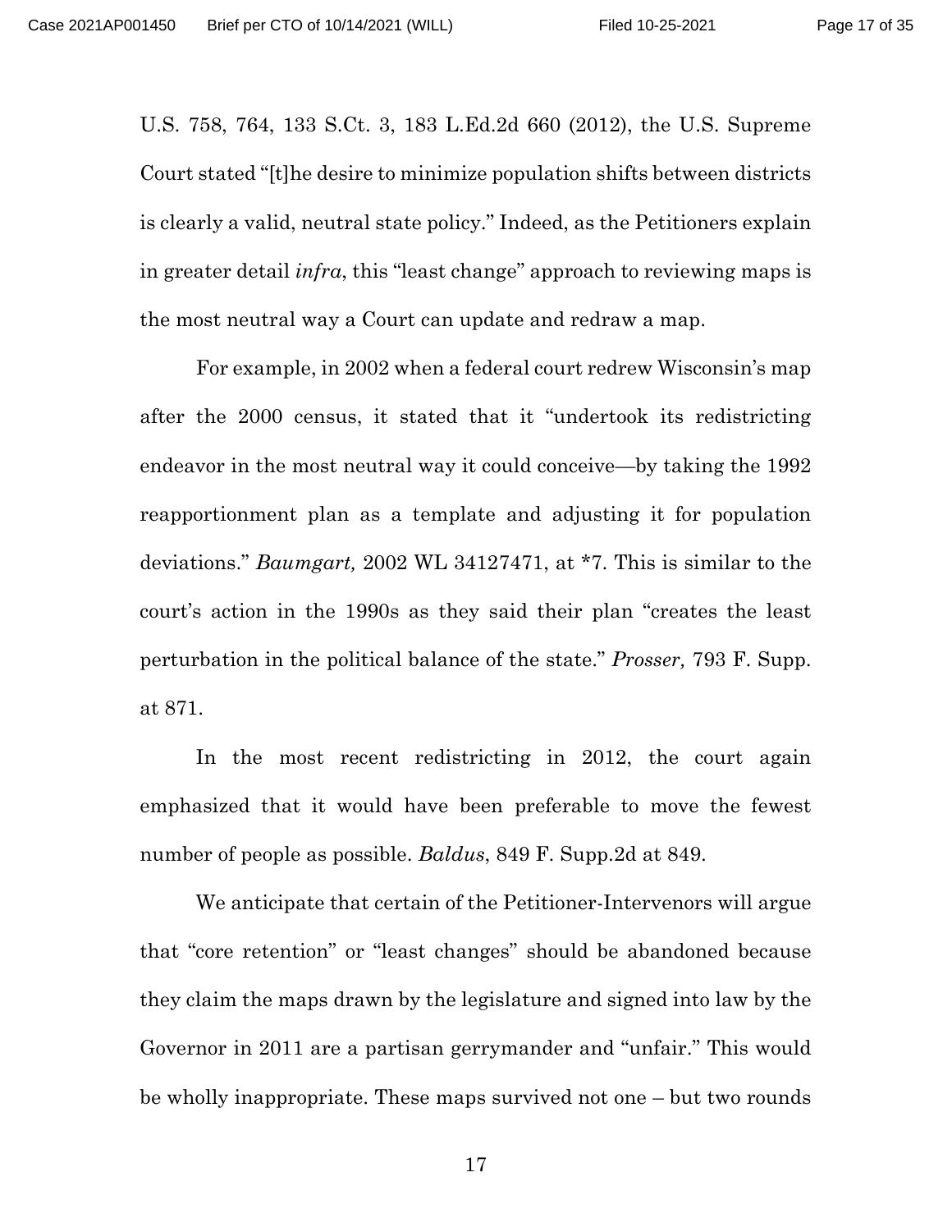U.S. 758, 764, 133 S.Ct. 3, 183 L.Ed.2d 660 (2012), the U.S. Supreme Court stated "[t]he desire to minimize population shifts between districts is clearly a valid, neutral state policy." Indeed, as the Petitioners explain in greater detail *infra*, this "least change" approach to reviewing maps is the most neutral way a Court can update and redraw a map.

For example, in 2002 when a federal court redrew Wisconsin's map after the 2000 census, it stated that it "undertook its redistricting endeavor in the most neutral way it could conceive—by taking the 1992 reapportionment plan as a template and adjusting it for population deviations." *Baumgart,* 2002 WL 34127471, at *7. This is similar to the court's action in the 1990s as they said their plan "creates the least perturbation in the political balance of the state." *Prosser,* 793 F. Supp. at 871.

In the most recent redistricting in 2012, the court again emphasized that it would have been preferable to move the fewest number of people as possible. *Baldus*, 849 F. Supp.2d at 849.

We anticipate that certain of the Petitioner-Intervenors will argue that "core retention" or "least changes" should be abandoned because they claim the maps drawn by the legislature and signed into law by the Governor in 2011 are a partisan gerrymander and "unfair." This would be wholly inappropriate. These maps survived not one – but two rounds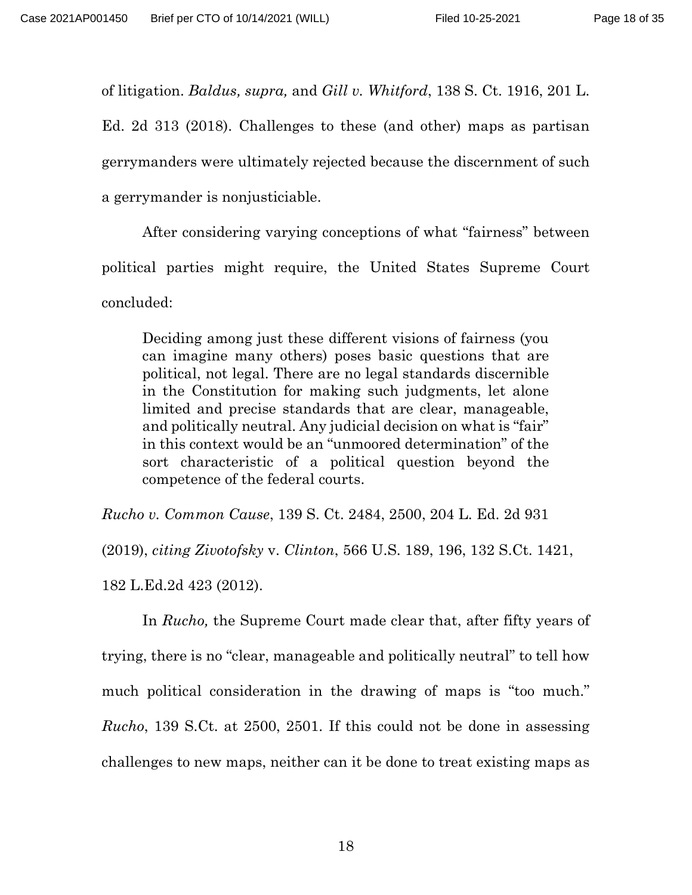of litigation. *Baldus, supra,* and *Gill v. Whitford*, 138 S. Ct. 1916, 201 L. Ed. 2d 313 (2018). Challenges to these (and other) maps as partisan gerrymanders were ultimately rejected because the discernment of such a gerrymander is nonjusticiable.

After considering varying conceptions of what "fairness" between political parties might require, the United States Supreme Court concluded:

> Deciding among just these different visions of fairness (you can imagine many others) poses basic questions that are political, not legal. There are no legal standards discernible in the Constitution for making such judgments, let alone limited and precise standards that are clear, manageable, and politically neutral. Any judicial decision on what is "fair" in this context would be an "unmoored determination" of the sort characteristic of a political question beyond the competence of the federal courts.

*Rucho v. Common Cause*, 139 S. Ct. 2484, 2500, 204 L. Ed. 2d 931 (2019), *citing Zivotofsky* v. *Clinton*, 566 U.S. 189, 196, 132 S.Ct. 1421, 182 L.Ed.2d 423 (2012).

In *Rucho,* the Supreme Court made clear that, after fifty years of trying, there is no "clear, manageable and politically neutral" to tell how much political consideration in the drawing of maps is "too much." *Rucho*, 139 S.Ct. at 2500, 2501. If this could not be done in assessing challenges to new maps, neither can it be done to treat existing maps as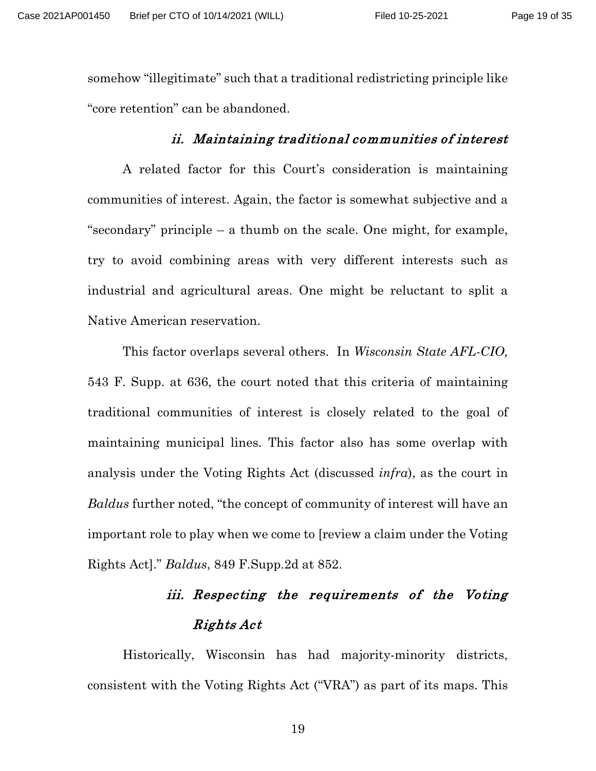somehow "illegitimate" such that a traditional redistricting principle like "core retention" can be abandoned.

#### *ii. Maintaining traditional communities of interest*

A related factor for this Court's consideration is maintaining communities of interest. Again, the factor is somewhat subjective and a "secondary" principle – a thumb on the scale. One might, for example, try to avoid combining areas with very different interests such as industrial and agricultural areas. One might be reluctant to split a Native American reservation.

This factor overlaps several others. In *Wisconsin State AFL-CIO,* 543 F. Supp. at 636, the court noted that this criteria of maintaining traditional communities of interest is closely related to the goal of maintaining municipal lines. This factor also has some overlap with analysis under the Voting Rights Act (discussed *infra*), as the court in *Baldus* further noted, "the concept of community of interest will have an important role to play when we come to [review a claim under the Voting Rights Act]." *Baldus*, 849 F.Supp.2d at 852.

#### *iii. Respecting the requirements of the Voting Rights Act*

Historically, Wisconsin has had majority-minority districts, consistent with the Voting Rights Act ("VRA") as part of its maps. This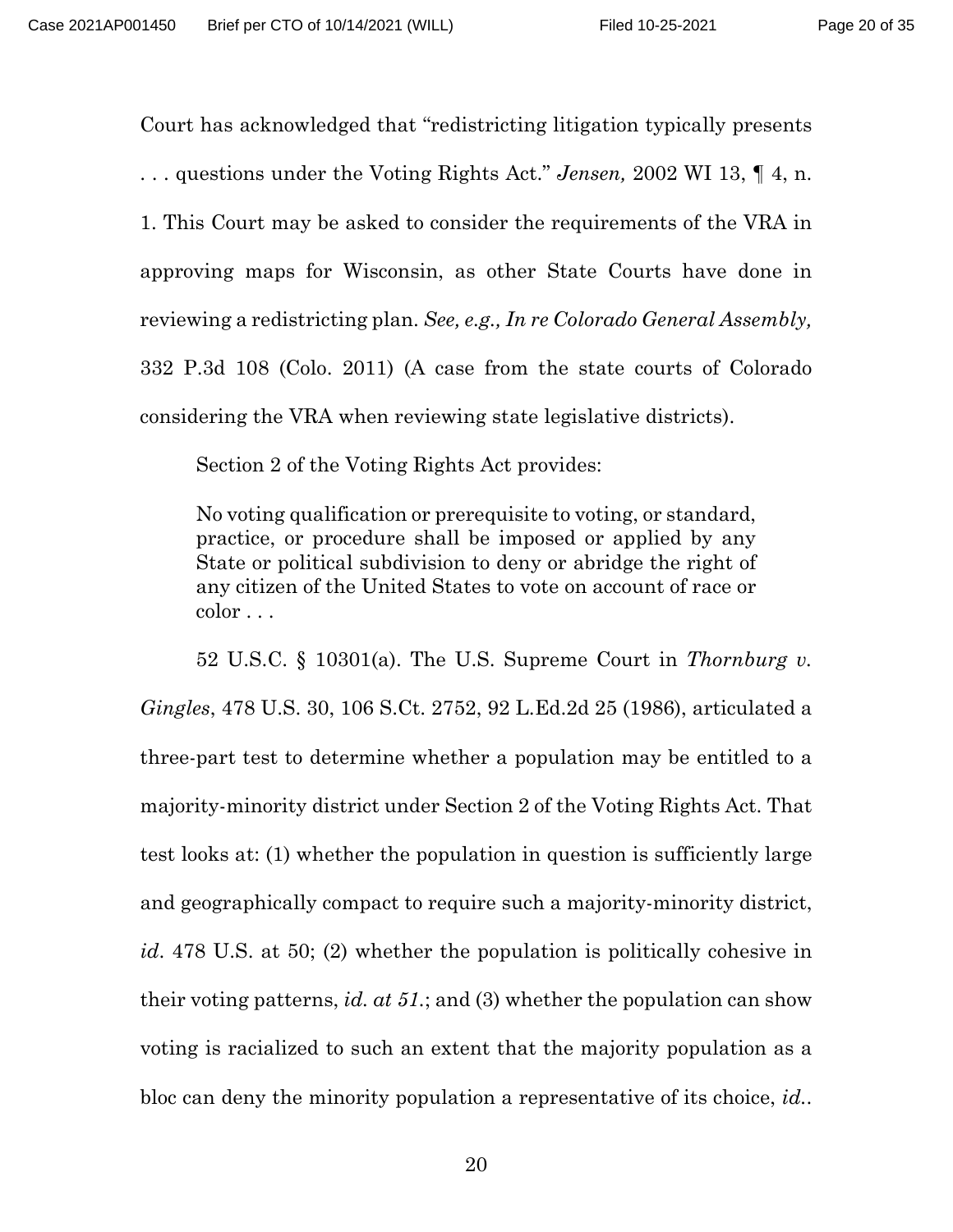Court has acknowledged that "redistricting litigation typically presents . . . questions under the Voting Rights Act." *Jensen,* 2002 WI 13, ¶ 4, n. 1. This Court may be asked to consider the requirements of the VRA in approving maps for Wisconsin, as other State Courts have done in reviewing a redistricting plan. *See, e.g., In re Colorado General Assembly,* 332 P.3d 108 (Colo. 2011) (A case from the state courts of Colorado considering the VRA when reviewing state legislative districts).

Section 2 of the Voting Rights Act provides:

> No voting qualification or prerequisite to voting, or standard, practice, or procedure shall be imposed or applied by any State or political subdivision to deny or abridge the right of any citizen of the United States to vote on account of race or color . . .

52 U.S.C. § 10301(a). The U.S. Supreme Court in *Thornburg v. Gingles*, 478 U.S. 30, 106 S.Ct. 2752, 92 L.Ed.2d 25 (1986), articulated a three-part test to determine whether a population may be entitled to a majority-minority district under Section 2 of the Voting Rights Act. That test looks at: (1) whether the population in question is sufficiently large and geographically compact to require such a majority-minority district, *id*. 478 U.S. at 50; (2) whether the population is politically cohesive in their voting patterns, *id. at 51*.; and (3) whether the population can show voting is racialized to such an extent that the majority population as a bloc can deny the minority population a representative of its choice, *id.*.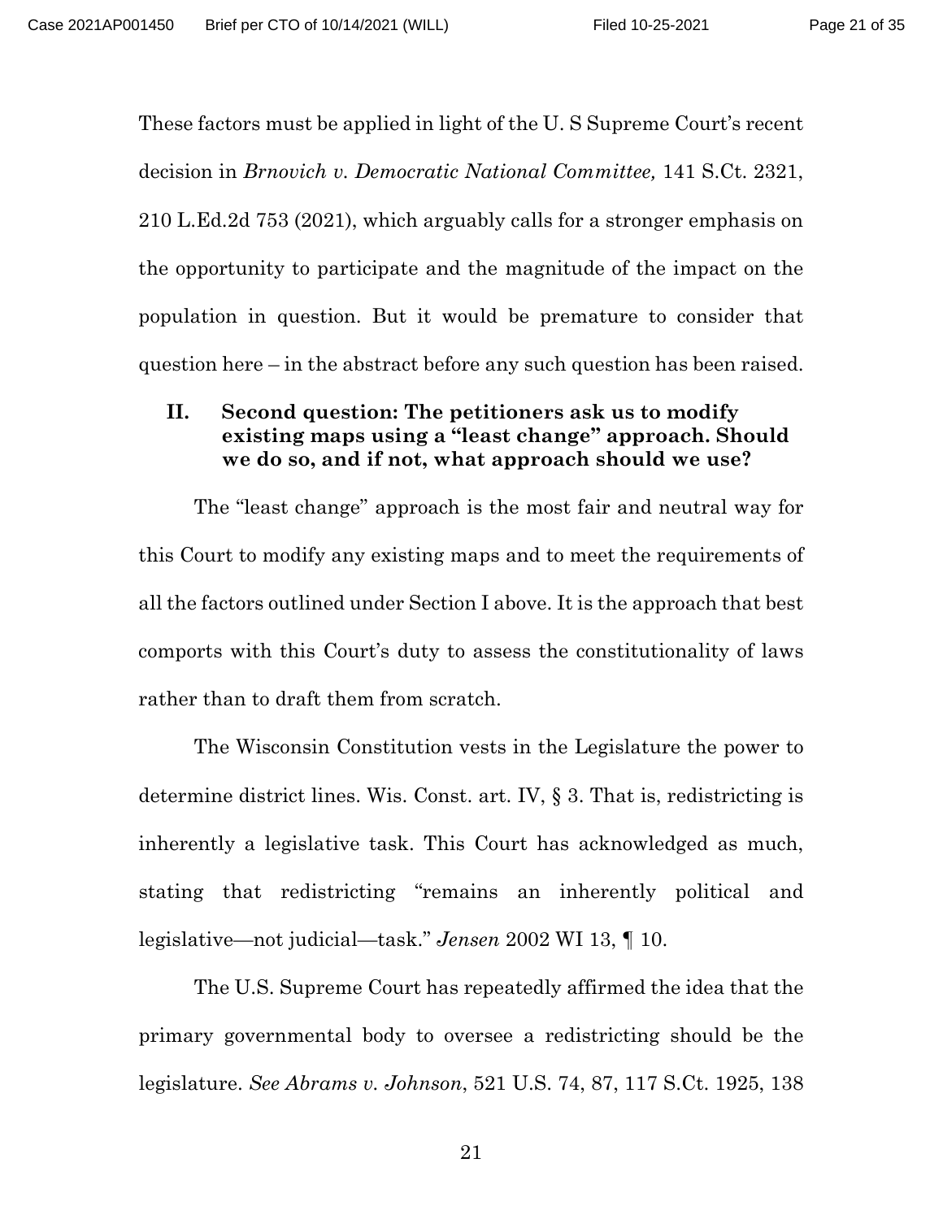These factors must be applied in light of the U. S Supreme Court's recent decision in *Brnovich v. Democratic National Committee,* 141 S.Ct. 2321, 210 L.Ed.2d 753 (2021), which arguably calls for a stronger emphasis on the opportunity to participate and the magnitude of the impact on the population in question. But it would be premature to consider that question here – in the abstract before any such question has been raised.

## II. Second question: The petitioners ask us to modify existing maps using a "least change" approach. Should we do so, and if not, what approach should we use?

The "least change" approach is the most fair and neutral way for this Court to modify any existing maps and to meet the requirements of all the factors outlined under Section I above. It is the approach that best comports with this Court's duty to assess the constitutionality of laws rather than to draft them from scratch.

The Wisconsin Constitution vests in the Legislature the power to determine district lines. Wis. Const. art. IV, § 3. That is, redistricting is inherently a legislative task. This Court has acknowledged as much, stating that redistricting "remains an inherently political and legislative—not judicial—task." *Jensen* 2002 WI 13, ¶ 10.

The U.S. Supreme Court has repeatedly affirmed the idea that the primary governmental body to oversee a redistricting should be the legislature. *See Abrams v. Johnson*, 521 U.S. 74, 87, 117 S.Ct. 1925, 138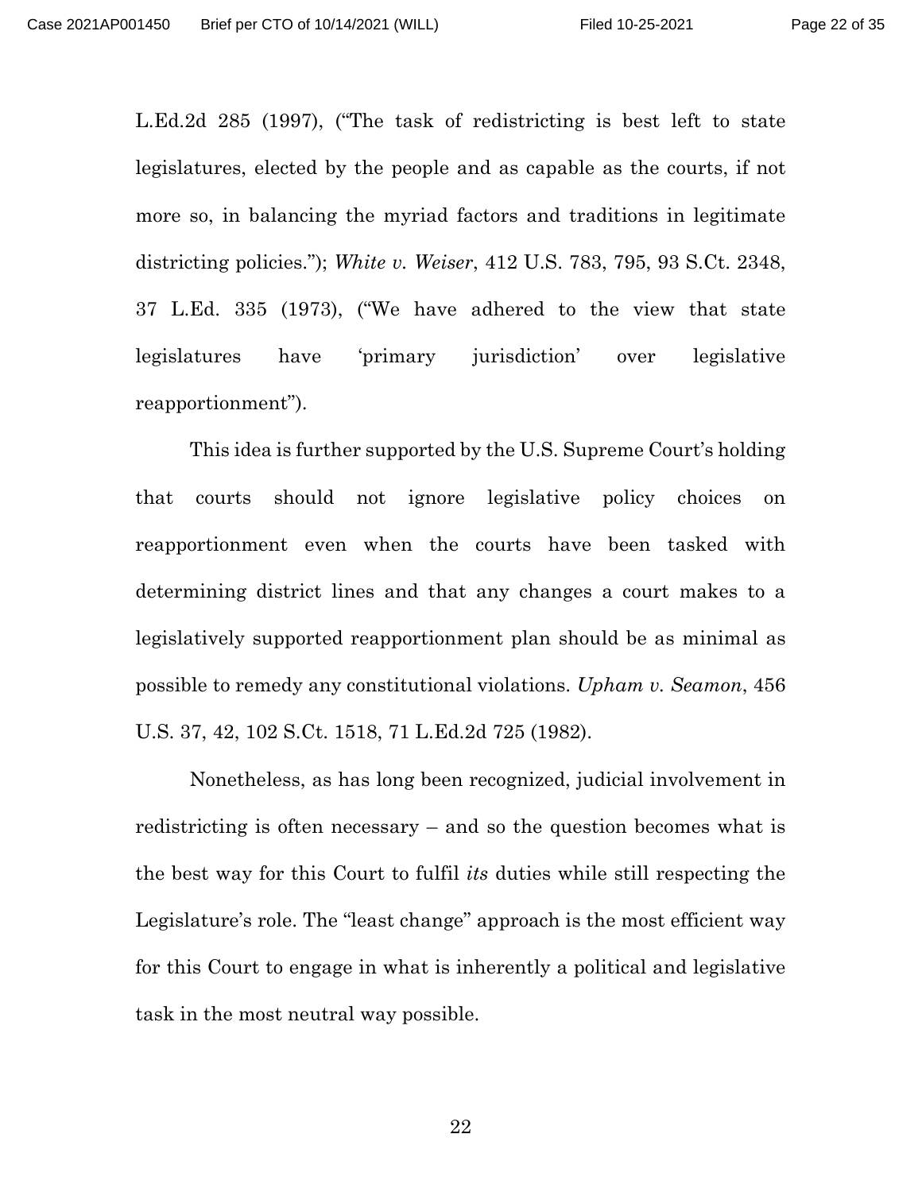L.Ed.2d 285 (1997), ("The task of redistricting is best left to state legislatures, elected by the people and as capable as the courts, if not more so, in balancing the myriad factors and traditions in legitimate districting policies."); *White v. Weiser*, 412 U.S. 783, 795, 93 S.Ct. 2348, 37 L.Ed. 335 (1973), ("We have adhered to the view that state legislatures have 'primary jurisdiction' over legislative reapportionment").

This idea is further supported by the U.S. Supreme Court's holding that courts should not ignore legislative policy choices on reapportionment even when the courts have been tasked with determining district lines and that any changes a court makes to a legislatively supported reapportionment plan should be as minimal as possible to remedy any constitutional violations. *Upham v. Seamon*, 456 U.S. 37, 42, 102 S.Ct. 1518, 71 L.Ed.2d 725 (1982).

Nonetheless, as has long been recognized, judicial involvement in redistricting is often necessary – and so the question becomes what is the best way for this Court to fulfil *its* duties while still respecting the Legislature's role. The "least change" approach is the most efficient way for this Court to engage in what is inherently a political and legislative task in the most neutral way possible.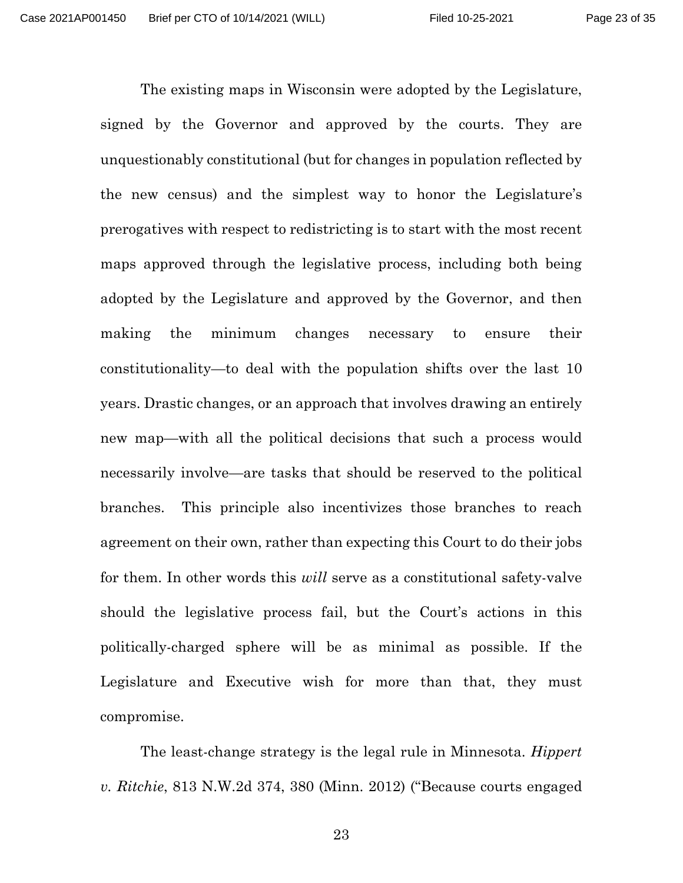The existing maps in Wisconsin were adopted by the Legislature, signed by the Governor and approved by the courts. They are unquestionably constitutional (but for changes in population reflected by the new census) and the simplest way to honor the Legislature's prerogatives with respect to redistricting is to start with the most recent maps approved through the legislative process, including both being adopted by the Legislature and approved by the Governor, and then making the minimum changes necessary to ensure their constitutionality—to deal with the population shifts over the last 10 years. Drastic changes, or an approach that involves drawing an entirely new map—with all the political decisions that such a process would necessarily involve—are tasks that should be reserved to the political branches. This principle also incentivizes those branches to reach agreement on their own, rather than expecting this Court to do their jobs for them. In other words this *will* serve as a constitutional safety-valve should the legislative process fail, but the Court's actions in this politically-charged sphere will be as minimal as possible. If the Legislature and Executive wish for more than that, they must compromise.

The least-change strategy is the legal rule in Minnesota. *Hippert v. Ritchie*, 813 N.W.2d 374, 380 (Minn. 2012) ("Because courts engaged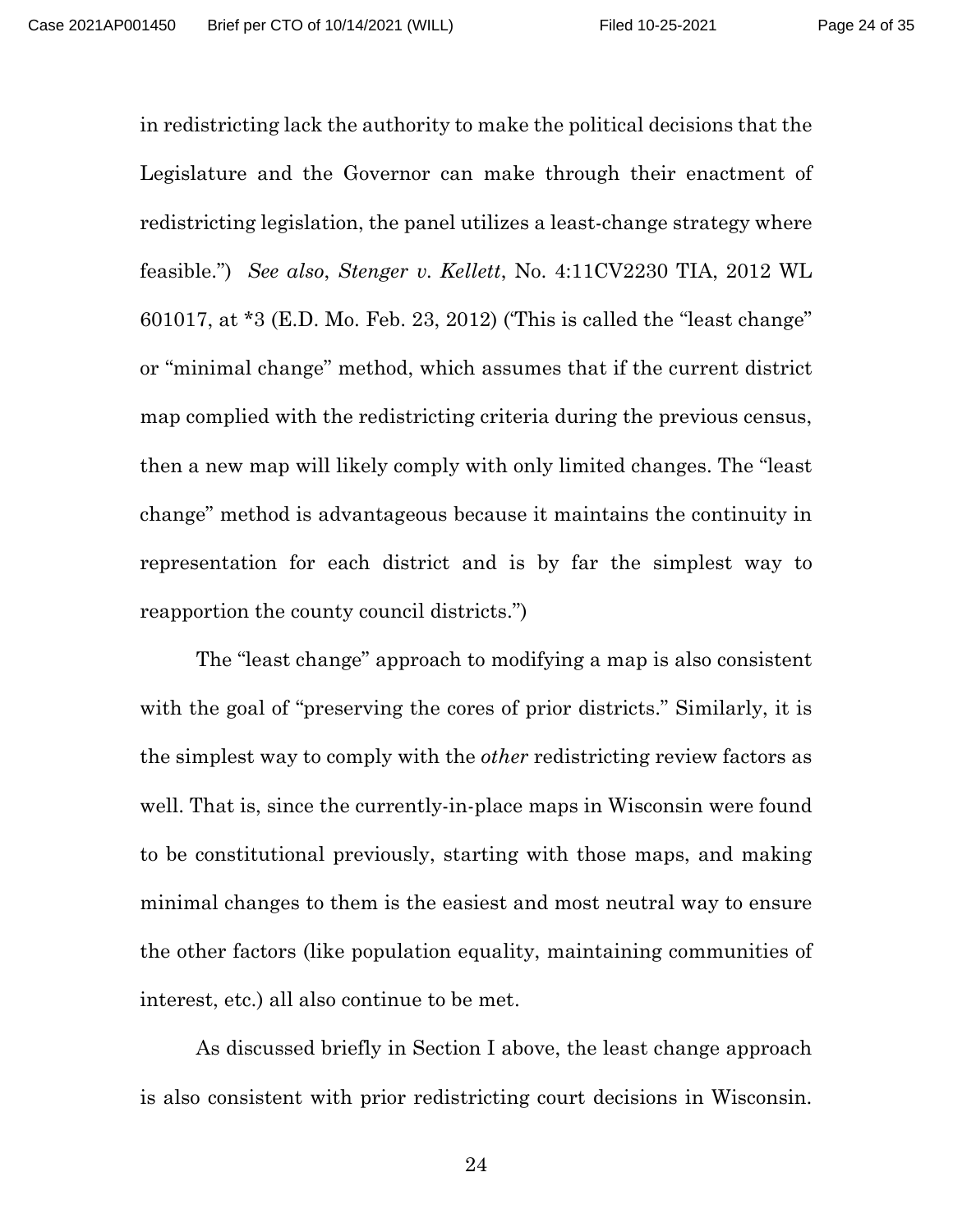in redistricting lack the authority to make the political decisions that the Legislature and the Governor can make through their enactment of redistricting legislation, the panel utilizes a least-change strategy where feasible.") *See also*, *Stenger v. Kellett*, No. 4:11CV2230 TIA, 2012 WL 601017, at *3 (E.D. Mo. Feb. 23, 2012) ('This is called the "least change" or "minimal change" method, which assumes that if the current district map complied with the redistricting criteria during the previous census, then a new map will likely comply with only limited changes. The "least change" method is advantageous because it maintains the continuity in representation for each district and is by far the simplest way to reapportion the county council districts.")

The "least change" approach to modifying a map is also consistent with the goal of "preserving the cores of prior districts." Similarly, it is the simplest way to comply with the *other* redistricting review factors as well. That is, since the currently-in-place maps in Wisconsin were found to be constitutional previously, starting with those maps, and making minimal changes to them is the easiest and most neutral way to ensure the other factors (like population equality, maintaining communities of interest, etc.) all also continue to be met.

As discussed briefly in Section I above, the least change approach is also consistent with prior redistricting court decisions in Wisconsin.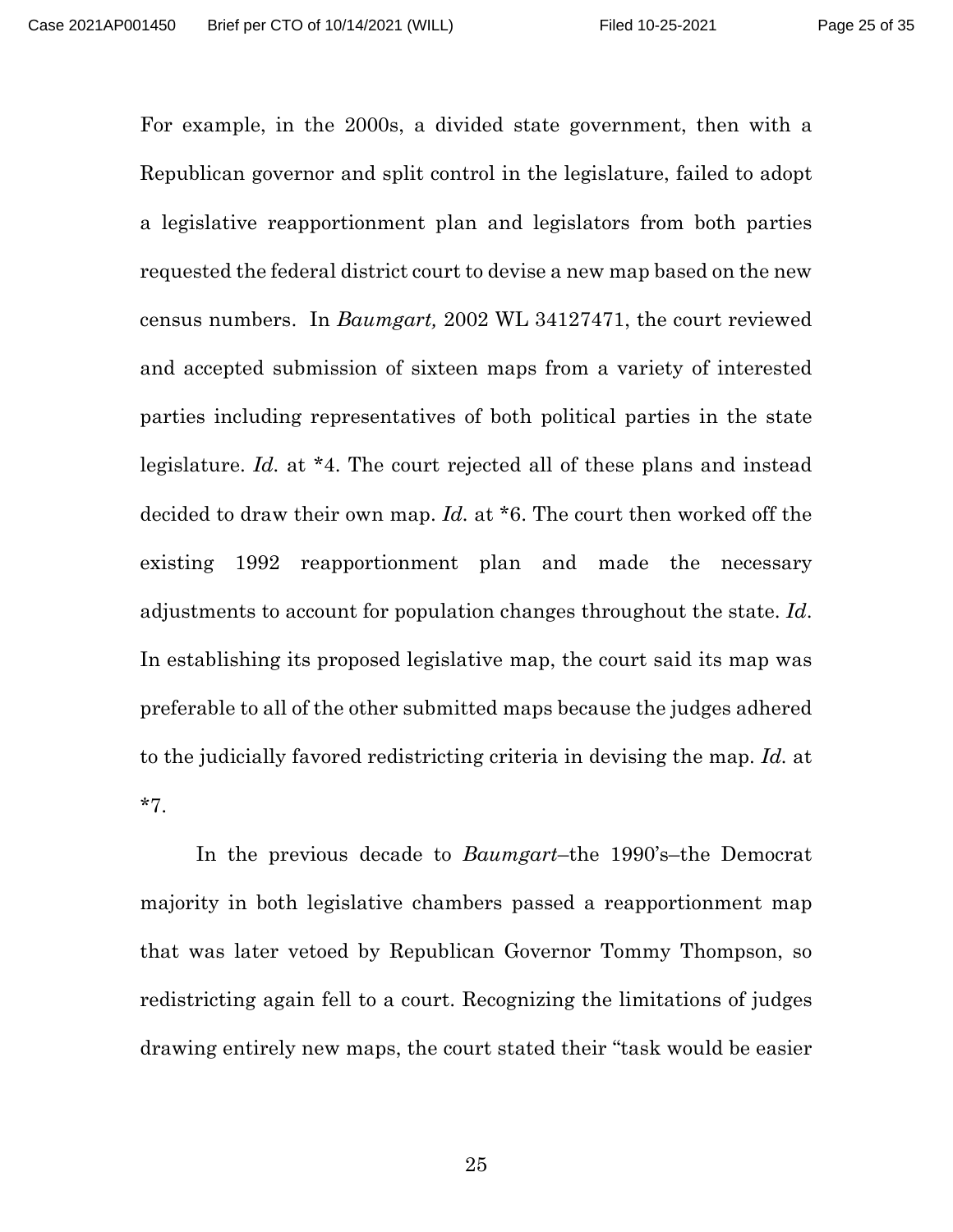For example, in the 2000s, a divided state government, then with a Republican governor and split control in the legislature, failed to adopt a legislative reapportionment plan and legislators from both parties requested the federal district court to devise a new map based on the new census numbers. In *Baumgart,* 2002 WL 34127471, the court reviewed and accepted submission of sixteen maps from a variety of interested parties including representatives of both political parties in the state legislature. *Id.* at *4. The court rejected all of these plans and instead decided to draw their own map. *Id.* at *6. The court then worked off the existing 1992 reapportionment plan and made the necessary adjustments to account for population changes throughout the state. *Id.* In establishing its proposed legislative map, the court said its map was preferable to all of the other submitted maps because the judges adhered to the judicially favored redistricting criteria in devising the map. *Id.* at *7.

In the previous decade to *Baumgart*–the 1990's–the Democrat majority in both legislative chambers passed a reapportionment map that was later vetoed by Republican Governor Tommy Thompson, so redistricting again fell to a court. Recognizing the limitations of judges drawing entirely new maps, the court stated their "task would be easier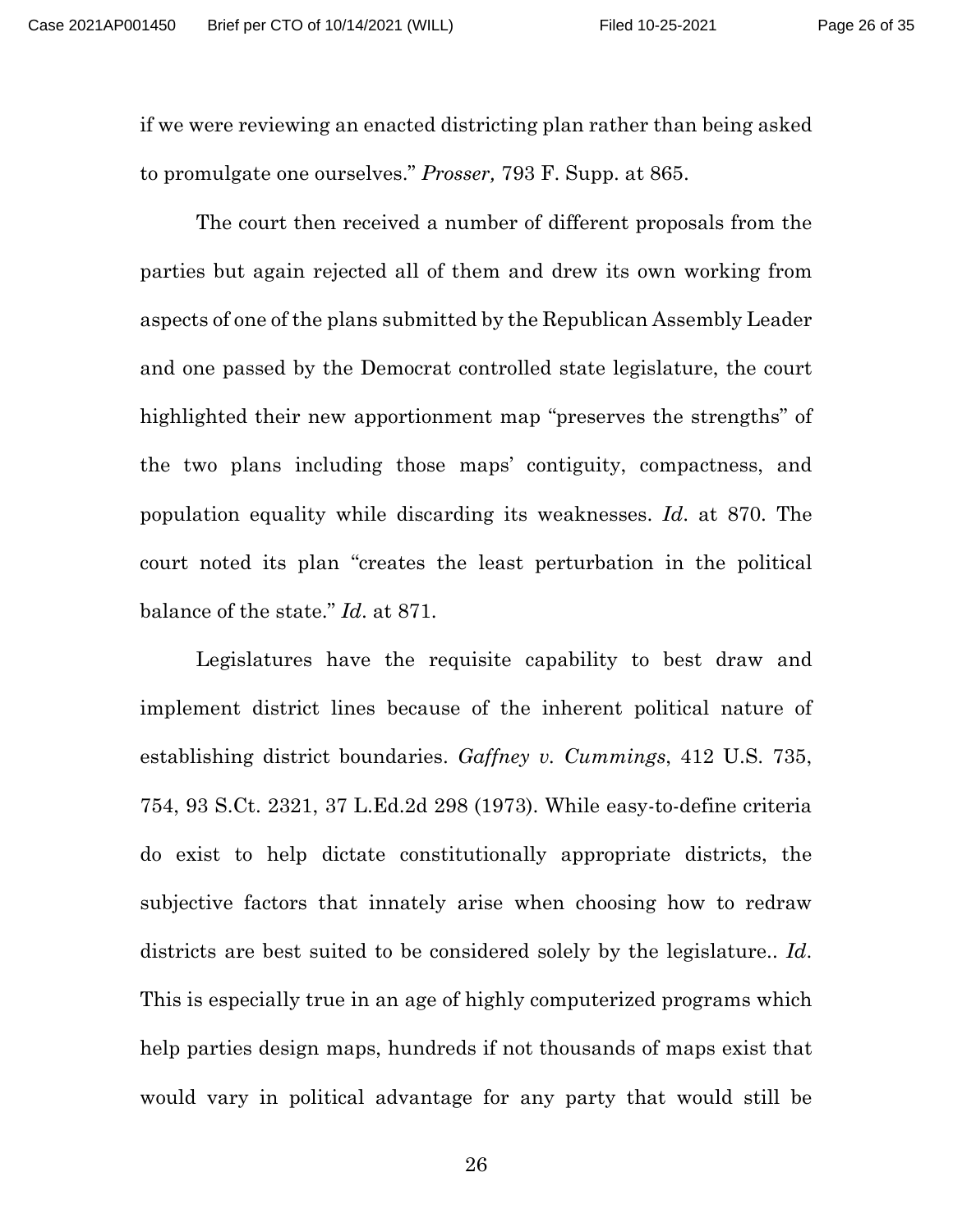if we were reviewing an enacted districting plan rather than being asked to promulgate one ourselves." *Prosser,* 793 F. Supp. at 865.

The court then received a number of different proposals from the parties but again rejected all of them and drew its own working from aspects of one of the plans submitted by the Republican Assembly Leader and one passed by the Democrat controlled state legislature, the court highlighted their new apportionment map "preserves the strengths" of the two plans including those maps' contiguity, compactness, and population equality while discarding its weaknesses. *Id*. at 870. The court noted its plan "creates the least perturbation in the political balance of the state." *Id*. at 871.

Legislatures have the requisite capability to best draw and implement district lines because of the inherent political nature of establishing district boundaries. *Gaffney v. Cummings*, 412 U.S. 735, 754, 93 S.Ct. 2321, 37 L.Ed.2d 298 (1973). While easy-to-define criteria do exist to help dictate constitutionally appropriate districts, the subjective factors that innately arise when choosing how to redraw districts are best suited to be considered solely by the legislature.. *Id*. This is especially true in an age of highly computerized programs which help parties design maps, hundreds if not thousands of maps exist that would vary in political advantage for any party that would still be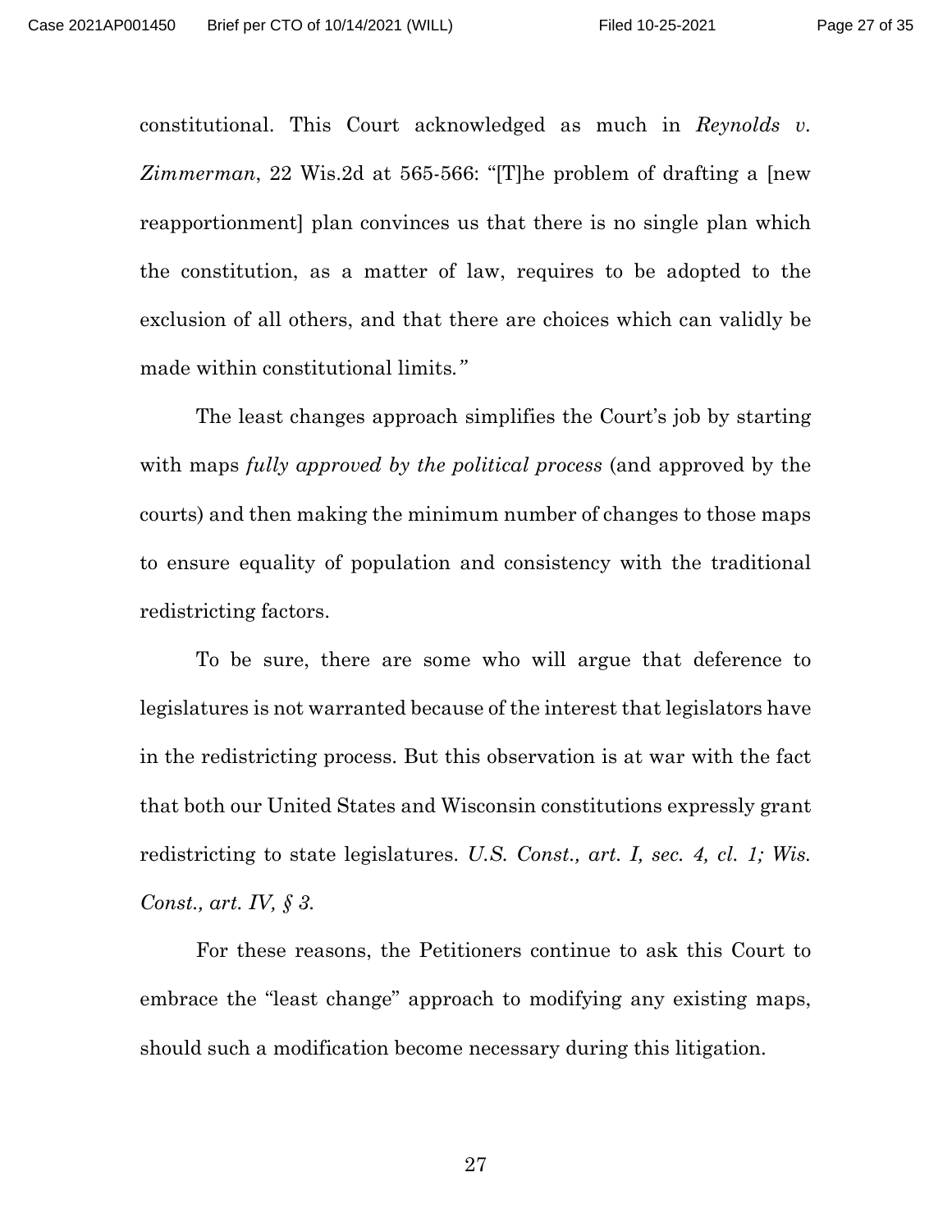constitutional. This Court acknowledged as much in *Reynolds v. Zimmerman*, 22 Wis.2d at 565-566: "[T]he problem of drafting a [new reapportionment] plan convinces us that there is no single plan which the constitution, as a matter of law, requires to be adopted to the exclusion of all others, and that there are choices which can validly be made within constitutional limits."

The least changes approach simplifies the Court's job by starting with maps *fully approved by the political process* (and approved by the courts) and then making the minimum number of changes to those maps to ensure equality of population and consistency with the traditional redistricting factors.

To be sure, there are some who will argue that deference to legislatures is not warranted because of the interest that legislators have in the redistricting process. But this observation is at war with the fact that both our United States and Wisconsin constitutions expressly grant redistricting to state legislatures. *U.S. Const., art. I, sec. 4, cl. 1; Wis. Const., art. IV, § 3.*

For these reasons, the Petitioners continue to ask this Court to embrace the "least change" approach to modifying any existing maps, should such a modification become necessary during this litigation.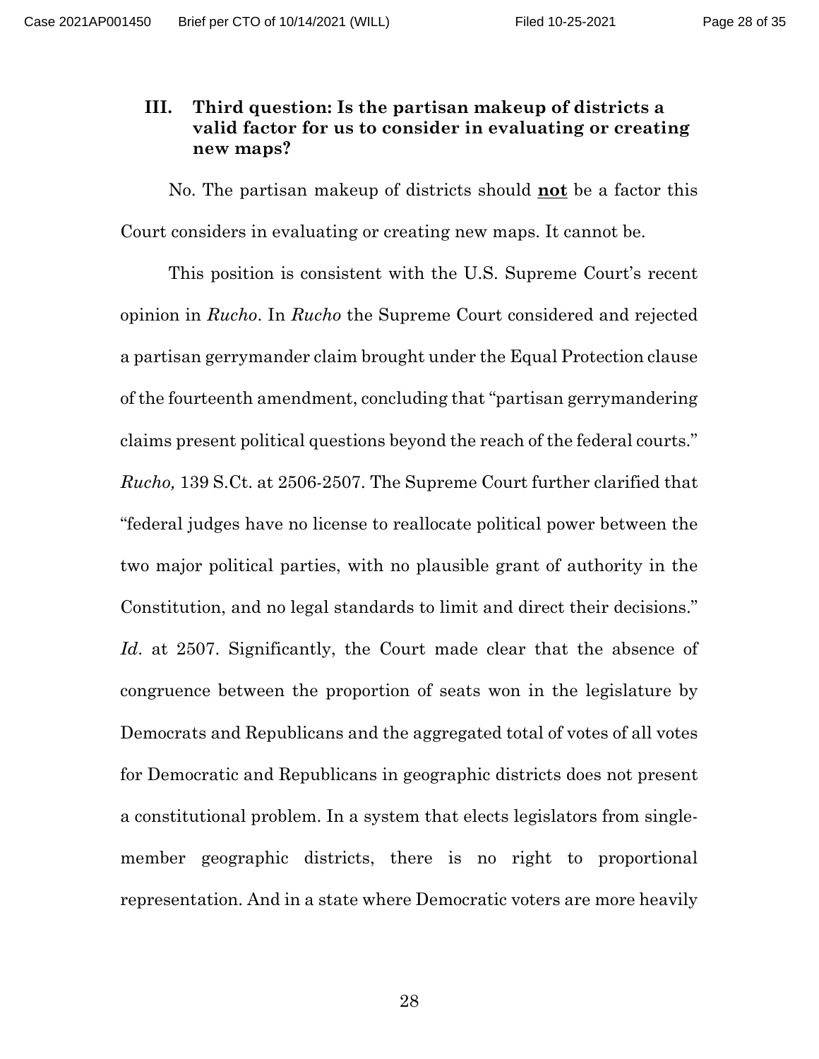## III. Third question: Is the partisan makeup of districts a valid factor for us to consider in evaluating or creating new maps?

No. The partisan makeup of districts should **not** be a factor this Court considers in evaluating or creating new maps. It cannot be.

This position is consistent with the U.S. Supreme Court's recent opinion in *Rucho*. In *Rucho* the Supreme Court considered and rejected a partisan gerrymander claim brought under the Equal Protection clause of the fourteenth amendment, concluding that "partisan gerrymandering claims present political questions beyond the reach of the federal courts." *Rucho,* 139 S.Ct. at 2506-2507. The Supreme Court further clarified that "federal judges have no license to reallocate political power between the two major political parties, with no plausible grant of authority in the Constitution, and no legal standards to limit and direct their decisions." *Id*. at 2507. Significantly, the Court made clear that the absence of congruence between the proportion of seats won in the legislature by Democrats and Republicans and the aggregated total of votes of all votes for Democratic and Republicans in geographic districts does not present a constitutional problem. In a system that elects legislators from single-member geographic districts, there is no right to proportional representation. And in a state where Democratic voters are more heavily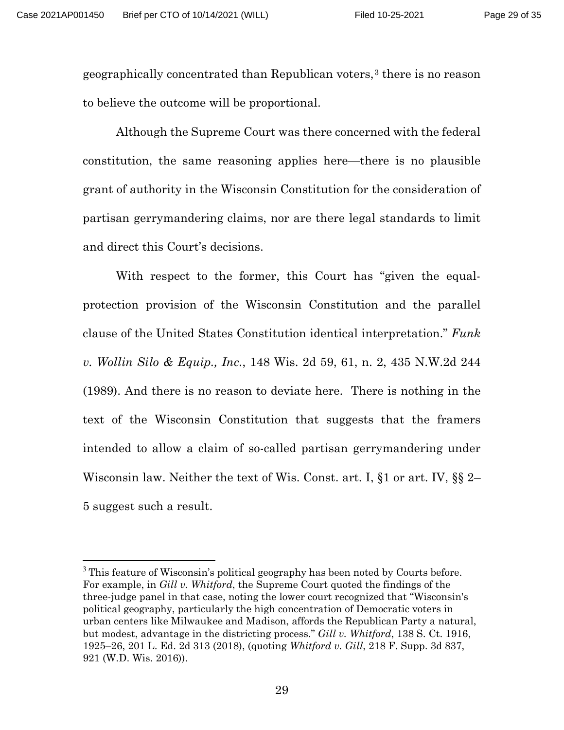geographically concentrated than Republican voters,[3] there is no reason to believe the outcome will be proportional.

Although the Supreme Court was there concerned with the federal constitution, the same reasoning applies here—there is no plausible grant of authority in the Wisconsin Constitution for the consideration of partisan gerrymandering claims, nor are there legal standards to limit and direct this Court's decisions.

With respect to the former, this Court has "given the equal-protection provision of the Wisconsin Constitution and the parallel clause of the United States Constitution identical interpretation." *Funk v. Wollin Silo & Equip., Inc.*, 148 Wis. 2d 59, 61, n. 2, 435 N.W.2d 244 (1989). And there is no reason to deviate here. There is nothing in the text of the Wisconsin Constitution that suggests that the framers intended to allow a claim of so-called partisan gerrymandering under Wisconsin law. Neither the text of Wis. Const. art. I, §1 or art. IV, §§ 2–5 suggest such a result.

---

[3] This feature of Wisconsin's political geography has been noted by Courts before. For example, in *Gill v. Whitford*, the Supreme Court quoted the findings of the three-judge panel in that case, noting the lower court recognized that "Wisconsin's political geography, particularly the high concentration of Democratic voters in urban centers like Milwaukee and Madison, affords the Republican Party a natural, but modest, advantage in the districting process." *Gill v. Whitford*, 138 S. Ct. 1916, 1925–26, 201 L. Ed. 2d 313 (2018), (quoting *Whitford v. Gill*, 218 F. Supp. 3d 837, 921 (W.D. Wis. 2016)).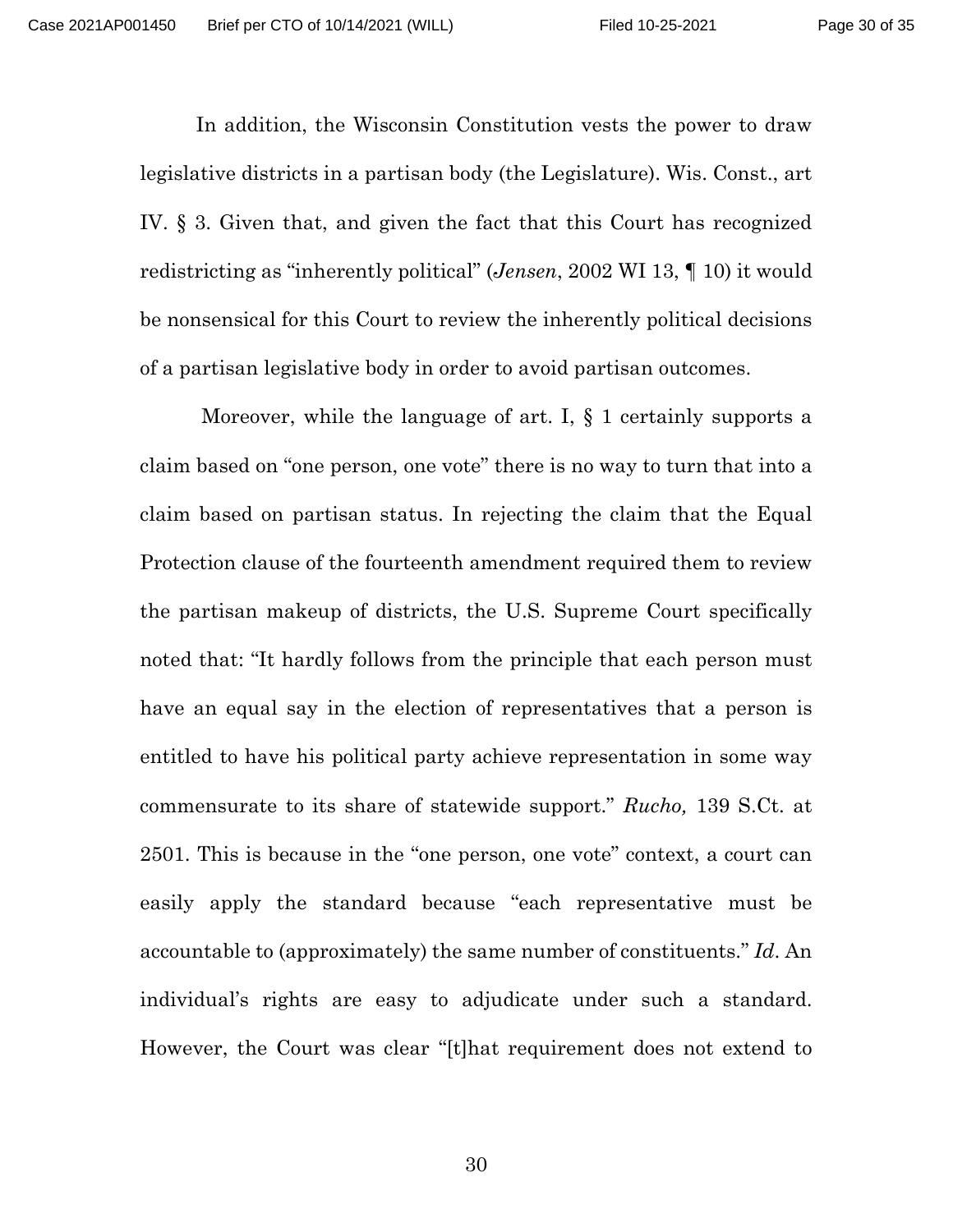In addition, the Wisconsin Constitution vests the power to draw legislative districts in a partisan body (the Legislature). Wis. Const., art IV. § 3. Given that, and given the fact that this Court has recognized redistricting as "inherently political" (*Jensen*, 2002 WI 13, ¶ 10) it would be nonsensical for this Court to review the inherently political decisions of a partisan legislative body in order to avoid partisan outcomes.

Moreover, while the language of art. I, § 1 certainly supports a claim based on "one person, one vote" there is no way to turn that into a claim based on partisan status. In rejecting the claim that the Equal Protection clause of the fourteenth amendment required them to review the partisan makeup of districts, the U.S. Supreme Court specifically noted that: "It hardly follows from the principle that each person must have an equal say in the election of representatives that a person is entitled to have his political party achieve representation in some way commensurate to its share of statewide support." *Rucho,* 139 S.Ct. at 2501. This is because in the "one person, one vote" context, a court can easily apply the standard because "each representative must be accountable to (approximately) the same number of constituents." *Id*. An individual's rights are easy to adjudicate under such a standard. However, the Court was clear "[t]hat requirement does not extend to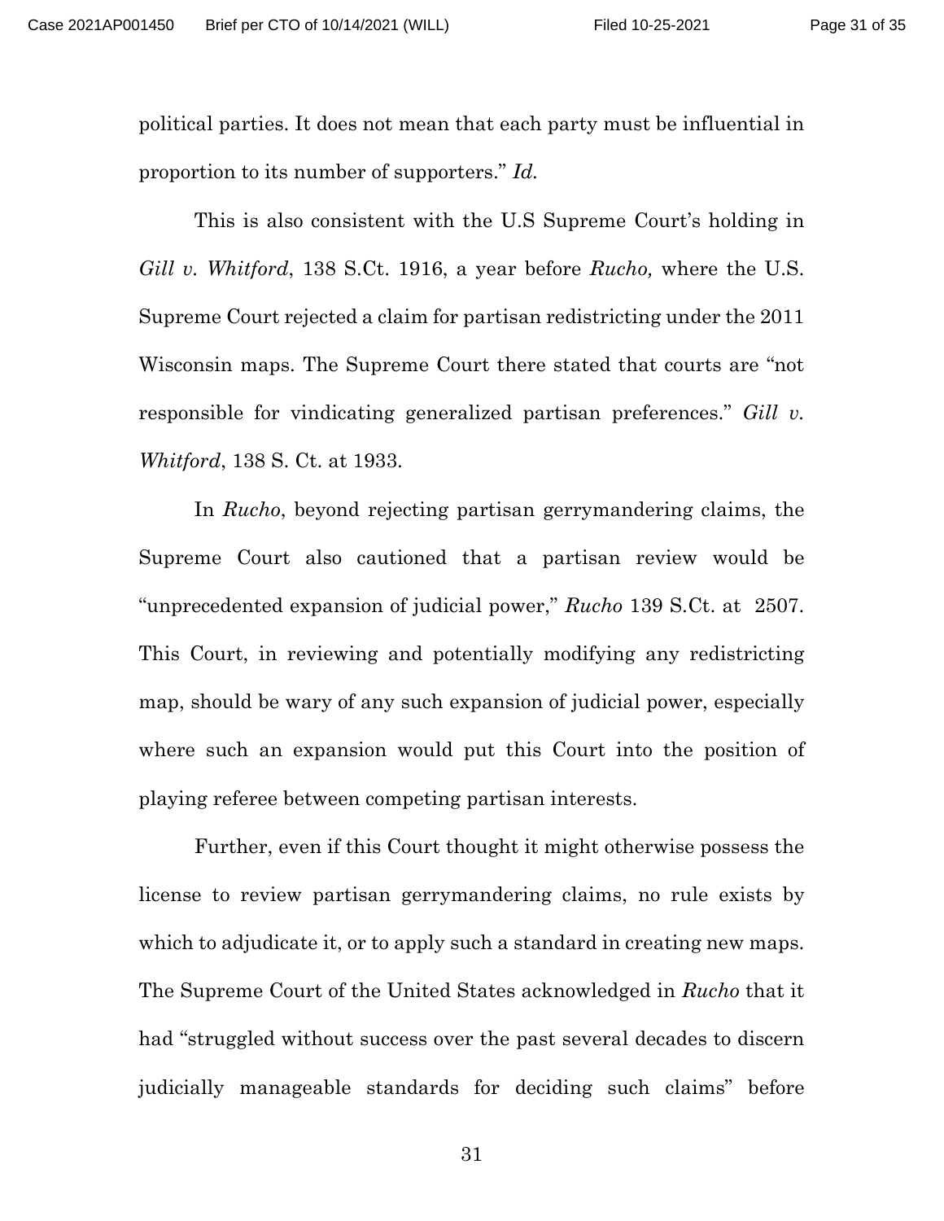political parties. It does not mean that each party must be influential in proportion to its number of supporters." *Id.*

This is also consistent with the U.S Supreme Court's holding in *Gill v. Whitford*, 138 S.Ct. 1916, a year before *Rucho,* where the U.S. Supreme Court rejected a claim for partisan redistricting under the 2011 Wisconsin maps. The Supreme Court there stated that courts are "not responsible for vindicating generalized partisan preferences." *Gill v. Whitford*, 138 S. Ct. at 1933.

In *Rucho*, beyond rejecting partisan gerrymandering claims, the Supreme Court also cautioned that a partisan review would be "unprecedented expansion of judicial power," *Rucho* 139 S.Ct. at 2507. This Court, in reviewing and potentially modifying any redistricting map, should be wary of any such expansion of judicial power, especially where such an expansion would put this Court into the position of playing referee between competing partisan interests.

Further, even if this Court thought it might otherwise possess the license to review partisan gerrymandering claims, no rule exists by which to adjudicate it, or to apply such a standard in creating new maps. The Supreme Court of the United States acknowledged in *Rucho* that it had "struggled without success over the past several decades to discern judicially manageable standards for deciding such claims" before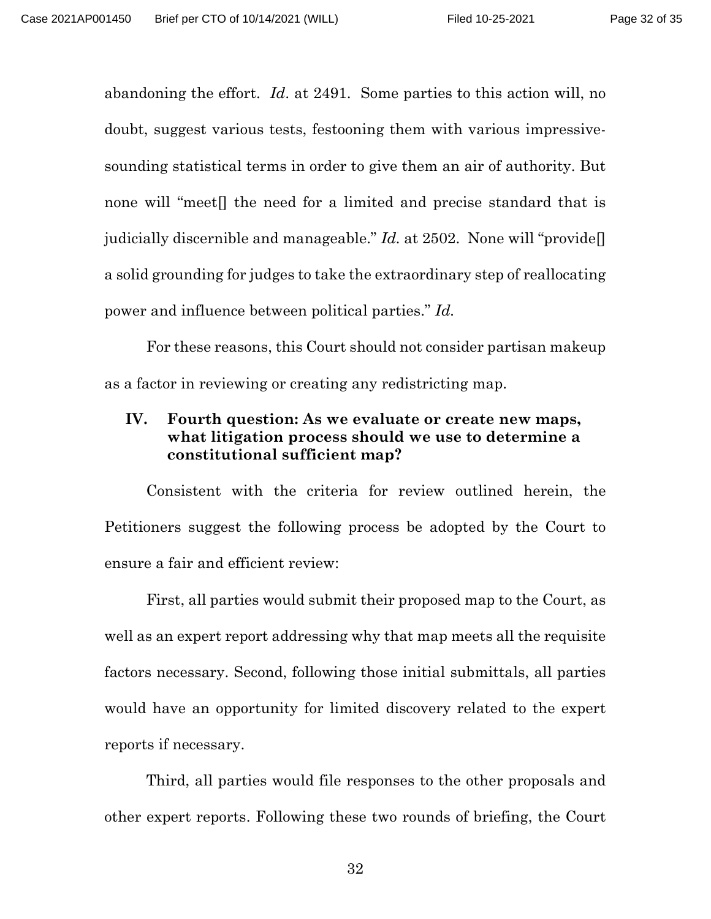abandoning the effort. *Id*. at 2491. Some parties to this action will, no doubt, suggest various tests, festooning them with various impressive-sounding statistical terms in order to give them an air of authority. But none will "meet[] the need for a limited and precise standard that is judicially discernible and manageable." *Id.* at 2502. None will "provide[] a solid grounding for judges to take the extraordinary step of reallocating power and influence between political parties." *Id.*

For these reasons, this Court should not consider partisan makeup as a factor in reviewing or creating any redistricting map.

## IV. Fourth question: As we evaluate or create new maps, what litigation process should we use to determine a constitutional sufficient map?

Consistent with the criteria for review outlined herein, the Petitioners suggest the following process be adopted by the Court to ensure a fair and efficient review:

First, all parties would submit their proposed map to the Court, as well as an expert report addressing why that map meets all the requisite factors necessary. Second, following those initial submittals, all parties would have an opportunity for limited discovery related to the expert reports if necessary.

Third, all parties would file responses to the other proposals and other expert reports. Following these two rounds of briefing, the Court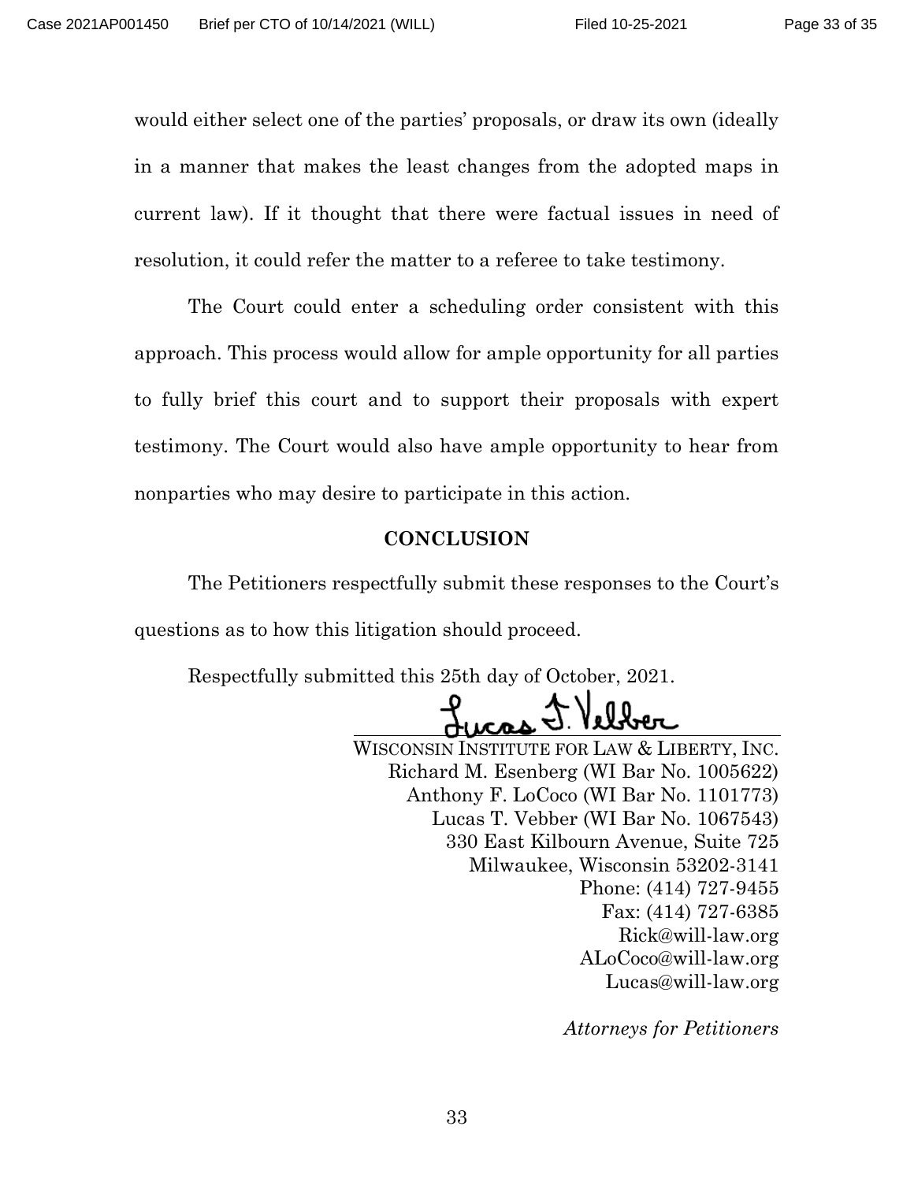would either select one of the parties' proposals, or draw its own (ideally in a manner that makes the least changes from the adopted maps in current law). If it thought that there were factual issues in need of resolution, it could refer the matter to a referee to take testimony.

The Court could enter a scheduling order consistent with this approach. This process would allow for ample opportunity for all parties to fully brief this court and to support their proposals with expert testimony. The Court would also have ample opportunity to hear from nonparties who may desire to participate in this action.

## CONCLUSION

The Petitioners respectfully submit these responses to the Court's questions as to how this litigation should proceed.

Respectfully submitted this 25th day of October, 2021.

Lucas T. Vebber

WISCONSIN INSTITUTE FOR LAW & LIBERTY, INC.
Richard M. Esenberg (WI Bar No. 1005622)
Anthony F. LoCoco (WI Bar No. 1101773)
Lucas T. Vebber (WI Bar No. 1067543)
330 East Kilbourn Avenue, Suite 725
Milwaukee, Wisconsin 53202-3141
Phone: (414) 727-9455
Fax: (414) 727-6385
Rick@will-law.org
ALoCoco@will-law.org
Lucas@will-law.org

*Attorneys for Petitioners*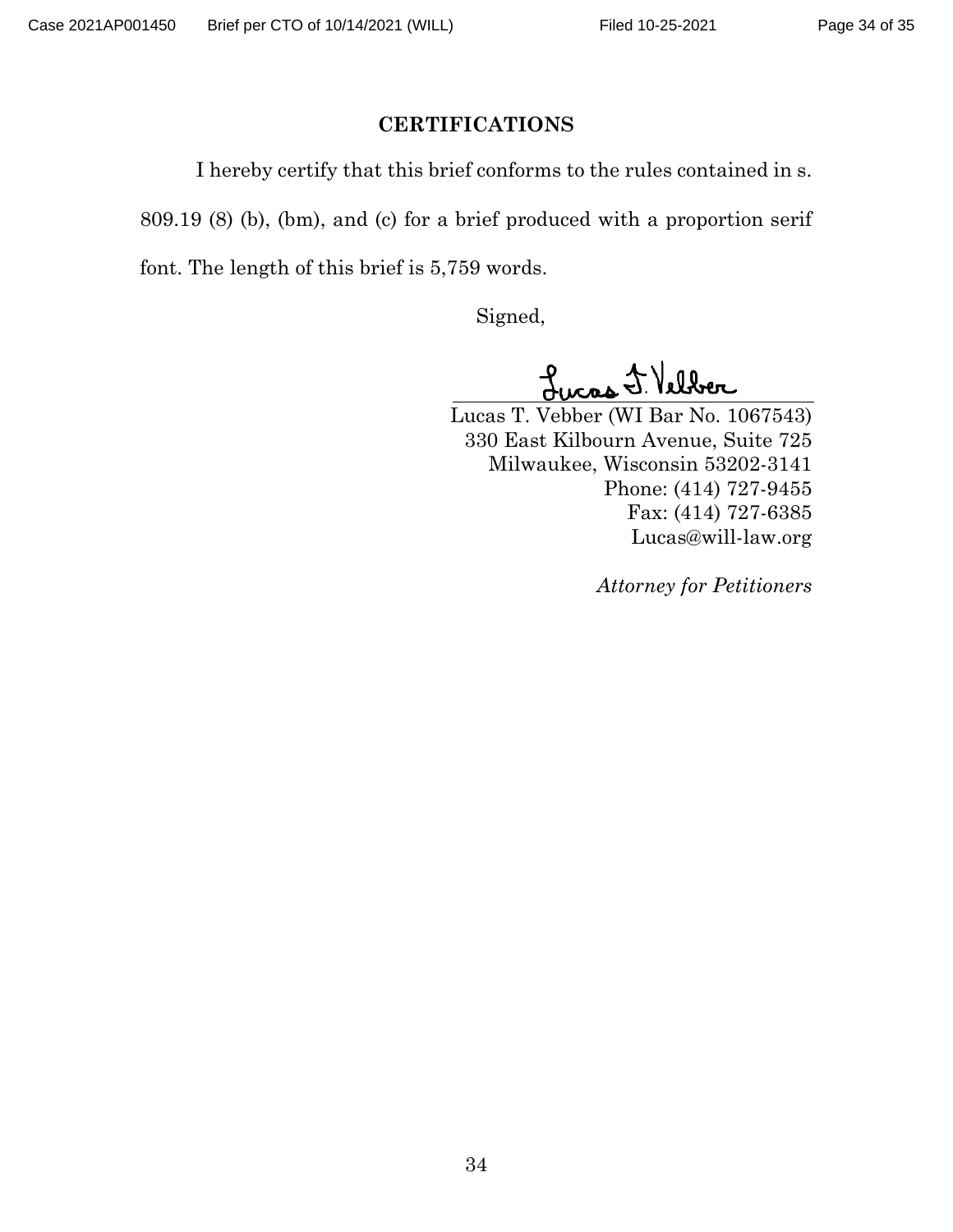## CERTIFICATIONS

I hereby certify that this brief conforms to the rules contained in s. 809.19 (8) (b), (bm), and (c) for a brief produced with a proportion serif font. The length of this brief is 5,759 words.

Signed,

Lucas T. Vebber

Lucas T. Vebber (WI Bar No. 1067543)
330 East Kilbourn Avenue, Suite 725
Milwaukee, Wisconsin 53202-3141
Phone: (414) 727-9455
Fax: (414) 727-6385
Lucas@will-law.org

*Attorney for Petitioners*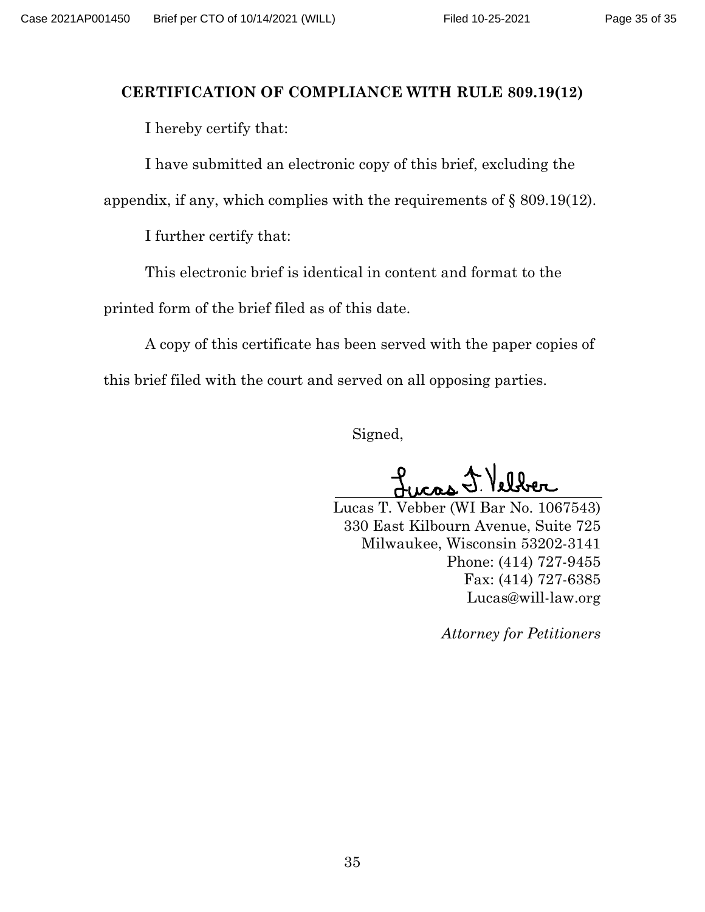## CERTIFICATION OF COMPLIANCE WITH RULE 809.19(12)

I hereby certify that:

I have submitted an electronic copy of this brief, excluding the appendix, if any, which complies with the requirements of § 809.19(12).

I further certify that:

This electronic brief is identical in content and format to the printed form of the brief filed as of this date.

A copy of this certificate has been served with the paper copies of this brief filed with the court and served on all opposing parties.

Signed,

Lucas T. Vebber

Lucas T. Vebber (WI Bar No. 1067543)
330 East Kilbourn Avenue, Suite 725
Milwaukee, Wisconsin 53202-3141
Phone: (414) 727-9455
Fax: (414) 727-6385
Lucas@will-law.org

*Attorney for Petitioners*